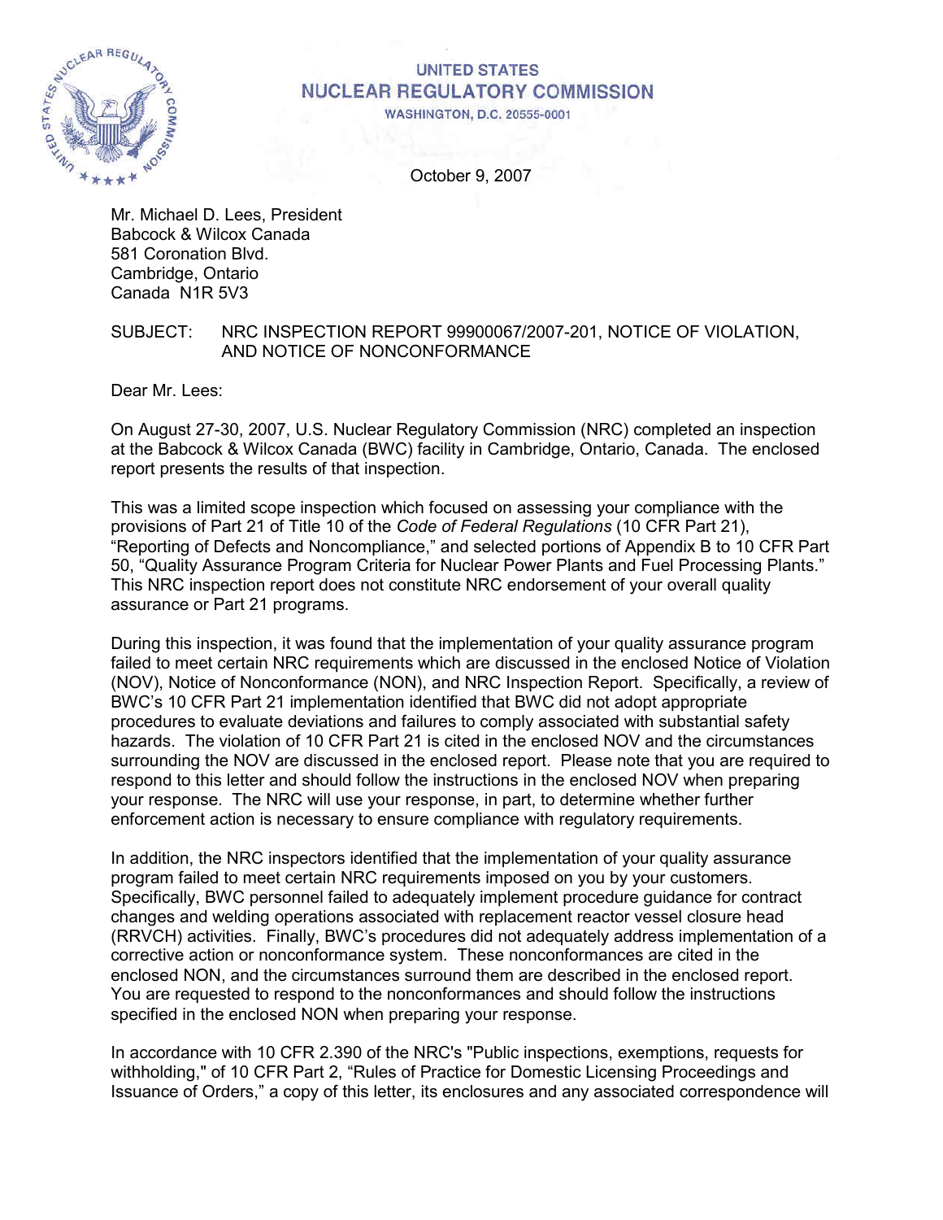UNITED STATES
NUCLEAR REGULATORY COMMISSION
WASHINGTON, D.C. 20555-0001

October 9, 2007

Mr. Michael D. Lees, President
Babcock & Wilcox Canada
581 Coronation Blvd.
Cambridge, Ontario
Canada N1R 5V3

SUBJECT: NRC INSPECTION REPORT 99900067/2007-201, NOTICE OF VIOLATION, AND NOTICE OF NONCONFORMANCE

Dear Mr. Lees:

On August 27-30, 2007, U.S. Nuclear Regulatory Commission (NRC) completed an inspection at the Babcock & Wilcox Canada (BWC) facility in Cambridge, Ontario, Canada. The enclosed report presents the results of that inspection.

This was a limited scope inspection which focused on assessing your compliance with the provisions of Part 21 of Title 10 of the *Code of Federal Regulations* (10 CFR Part 21), "Reporting of Defects and Noncompliance," and selected portions of Appendix B to 10 CFR Part 50, "Quality Assurance Program Criteria for Nuclear Power Plants and Fuel Processing Plants." This NRC inspection report does not constitute NRC endorsement of your overall quality assurance or Part 21 programs.

During this inspection, it was found that the implementation of your quality assurance program failed to meet certain NRC requirements which are discussed in the enclosed Notice of Violation (NOV), Notice of Nonconformance (NON), and NRC Inspection Report. Specifically, a review of BWC's 10 CFR Part 21 implementation identified that BWC did not adopt appropriate procedures to evaluate deviations and failures to comply associated with substantial safety hazards. The violation of 10 CFR Part 21 is cited in the enclosed NOV and the circumstances surrounding the NOV are discussed in the enclosed report. Please note that you are required to respond to this letter and should follow the instructions in the enclosed NOV when preparing your response. The NRC will use your response, in part, to determine whether further enforcement action is necessary to ensure compliance with regulatory requirements.

In addition, the NRC inspectors identified that the implementation of your quality assurance program failed to meet certain NRC requirements imposed on you by your customers. Specifically, BWC personnel failed to adequately implement procedure guidance for contract changes and welding operations associated with replacement reactor vessel closure head (RRVCH) activities. Finally, BWC's procedures did not adequately address implementation of a corrective action or nonconformance system. These nonconformances are cited in the enclosed NON, and the circumstances surround them are described in the enclosed report. You are requested to respond to the nonconformances and should follow the instructions specified in the enclosed NON when preparing your response.

In accordance with 10 CFR 2.390 of the NRC's "Public inspections, exemptions, requests for withholding," of 10 CFR Part 2, "Rules of Practice for Domestic Licensing Proceedings and Issuance of Orders," a copy of this letter, its enclosures and any associated correspondence will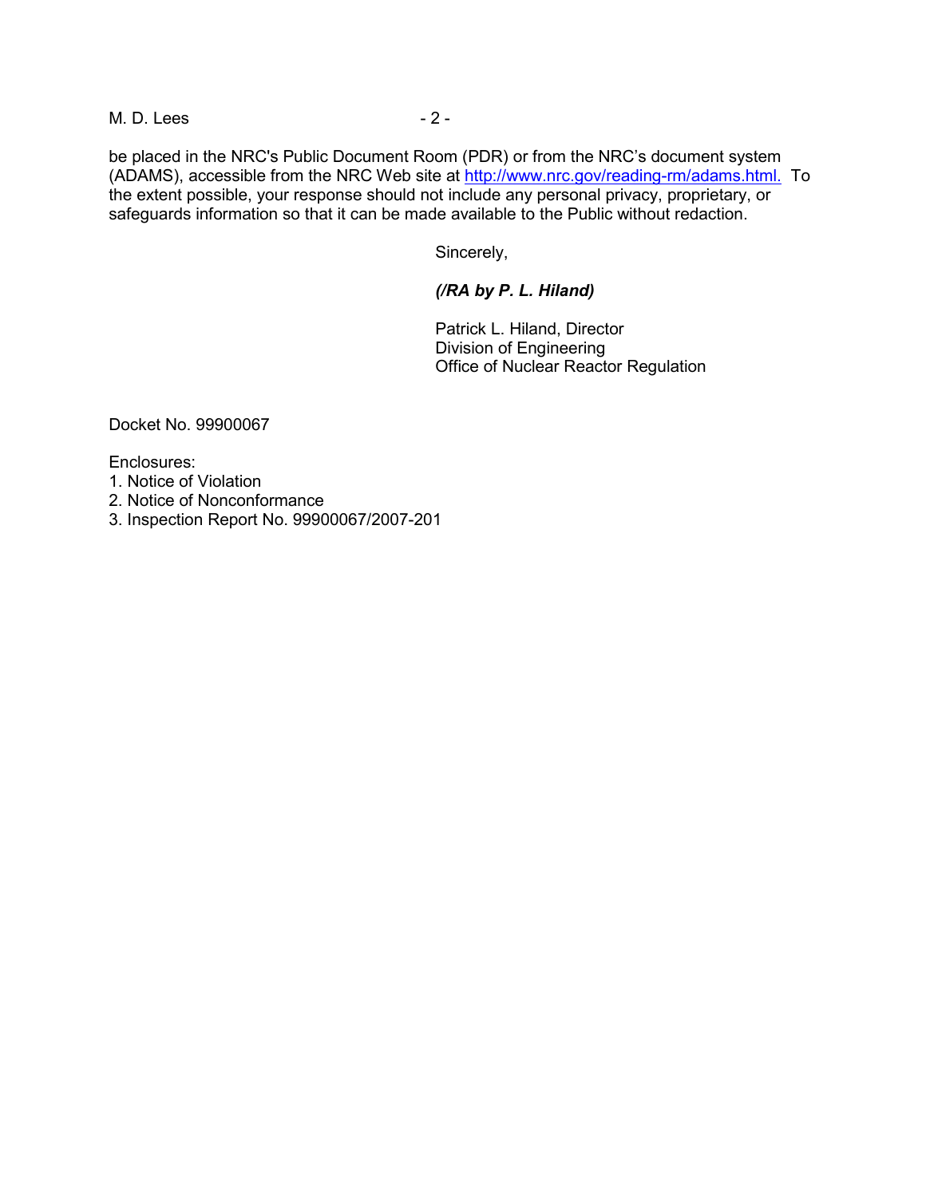be placed in the NRC's Public Document Room (PDR) or from the NRC's document system (ADAMS), accessible from the NRC Web site at http://www.nrc.gov/reading-rm/adams.html. To the extent possible, your response should not include any personal privacy, proprietary, or safeguards information so that it can be made available to the Public without redaction.

Sincerely,

***(/RA by P. L. Hiland)***

Patrick L. Hiland, Director
Division of Engineering
Office of Nuclear Reactor Regulation

Docket No. 99900067

Enclosures:
1. Notice of Violation
2. Notice of Nonconformance
3. Inspection Report No. 99900067/2007-201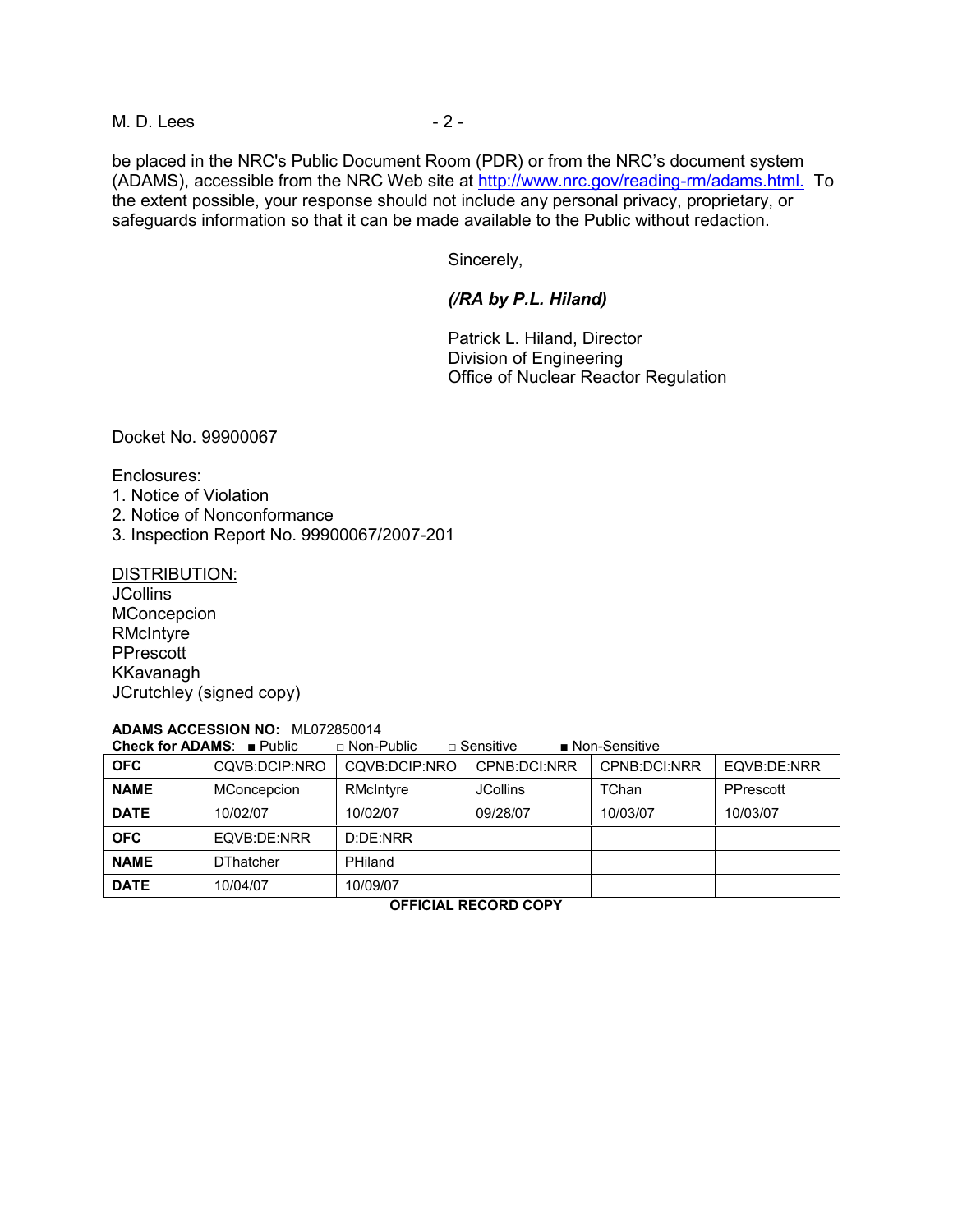be placed in the NRC's Public Document Room (PDR) or from the NRC's document system (ADAMS), accessible from the NRC Web site at http://www.nrc.gov/reading-rm/adams.html. To the extent possible, your response should not include any personal privacy, proprietary, or safeguards information so that it can be made available to the Public without redaction.

Sincerely,

*(/RA by P.L. Hiland)*

Patrick L. Hiland, Director
Division of Engineering
Office of Nuclear Reactor Regulation

Docket No. 99900067

Enclosures:
1. Notice of Violation
2. Notice of Nonconformance
3. Inspection Report No. 99900067/2007-201

DISTRIBUTION:
JCollins
MConcepcion
RMcIntyre
PPrescott
KKavanagh
JCrutchley (signed copy)

**ADAMS ACCESSION NO:** ML072850014
**Check for ADAMS**: ■ Public □ Non-Public □ Sensitive ■ Non-Sensitive

| **OFC** | CQVB:DCIP:NRO | CQVB:DCIP:NRO | CPNB:DCI:NRR | CPNB:DCI:NRR | EQVB:DE:NRR |
|---|---|---|---|---|---|
| **NAME** | MConcepcion | RMcIntyre | JCollins | TChan | PPrescott |
| **DATE** | 10/02/07 | 10/02/07 | 09/28/07 | 10/03/07 | 10/03/07 |
| **OFC** | EQVB:DE:NRR | D:DE:NRR | | | |
| **NAME** | DThatcher | PHiland | | | |
| **DATE** | 10/04/07 | 10/09/07 | | | |

**OFFICIAL RECORD COPY**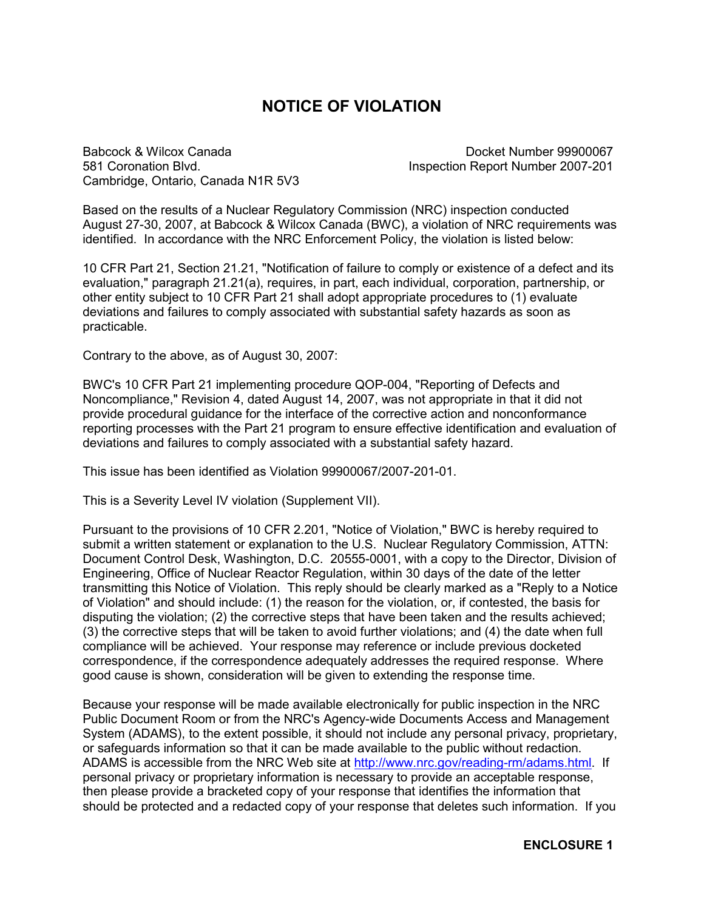# NOTICE OF VIOLATION

Babcock & Wilcox Canada
581 Coronation Blvd.
Cambridge, Ontario, Canada N1R 5V3

Docket Number 99900067
Inspection Report Number 2007-201

Based on the results of a Nuclear Regulatory Commission (NRC) inspection conducted August 27-30, 2007, at Babcock & Wilcox Canada (BWC), a violation of NRC requirements was identified. In accordance with the NRC Enforcement Policy, the violation is listed below:

10 CFR Part 21, Section 21.21, "Notification of failure to comply or existence of a defect and its evaluation," paragraph 21.21(a), requires, in part, each individual, corporation, partnership, or other entity subject to 10 CFR Part 21 shall adopt appropriate procedures to (1) evaluate deviations and failures to comply associated with substantial safety hazards as soon as practicable.

Contrary to the above, as of August 30, 2007:

BWC's 10 CFR Part 21 implementing procedure QOP-004, "Reporting of Defects and Noncompliance," Revision 4, dated August 14, 2007, was not appropriate in that it did not provide procedural guidance for the interface of the corrective action and nonconformance reporting processes with the Part 21 program to ensure effective identification and evaluation of deviations and failures to comply associated with a substantial safety hazard.

This issue has been identified as Violation 99900067/2007-201-01.

This is a Severity Level IV violation (Supplement VII).

Pursuant to the provisions of 10 CFR 2.201, "Notice of Violation," BWC is hereby required to submit a written statement or explanation to the U.S. Nuclear Regulatory Commission, ATTN: Document Control Desk, Washington, D.C. 20555-0001, with a copy to the Director, Division of Engineering, Office of Nuclear Reactor Regulation, within 30 days of the date of the letter transmitting this Notice of Violation. This reply should be clearly marked as a "Reply to a Notice of Violation" and should include: (1) the reason for the violation, or, if contested, the basis for disputing the violation; (2) the corrective steps that have been taken and the results achieved; (3) the corrective steps that will be taken to avoid further violations; and (4) the date when full compliance will be achieved. Your response may reference or include previous docketed correspondence, if the correspondence adequately addresses the required response. Where good cause is shown, consideration will be given to extending the response time.

Because your response will be made available electronically for public inspection in the NRC Public Document Room or from the NRC's Agency-wide Documents Access and Management System (ADAMS), to the extent possible, it should not include any personal privacy, proprietary, or safeguards information so that it can be made available to the public without redaction. ADAMS is accessible from the NRC Web site at http://www.nrc.gov/reading-rm/adams.html. If personal privacy or proprietary information is necessary to provide an acceptable response, then please provide a bracketed copy of your response that identifies the information that should be protected and a redacted copy of your response that deletes such information. If you

**ENCLOSURE 1**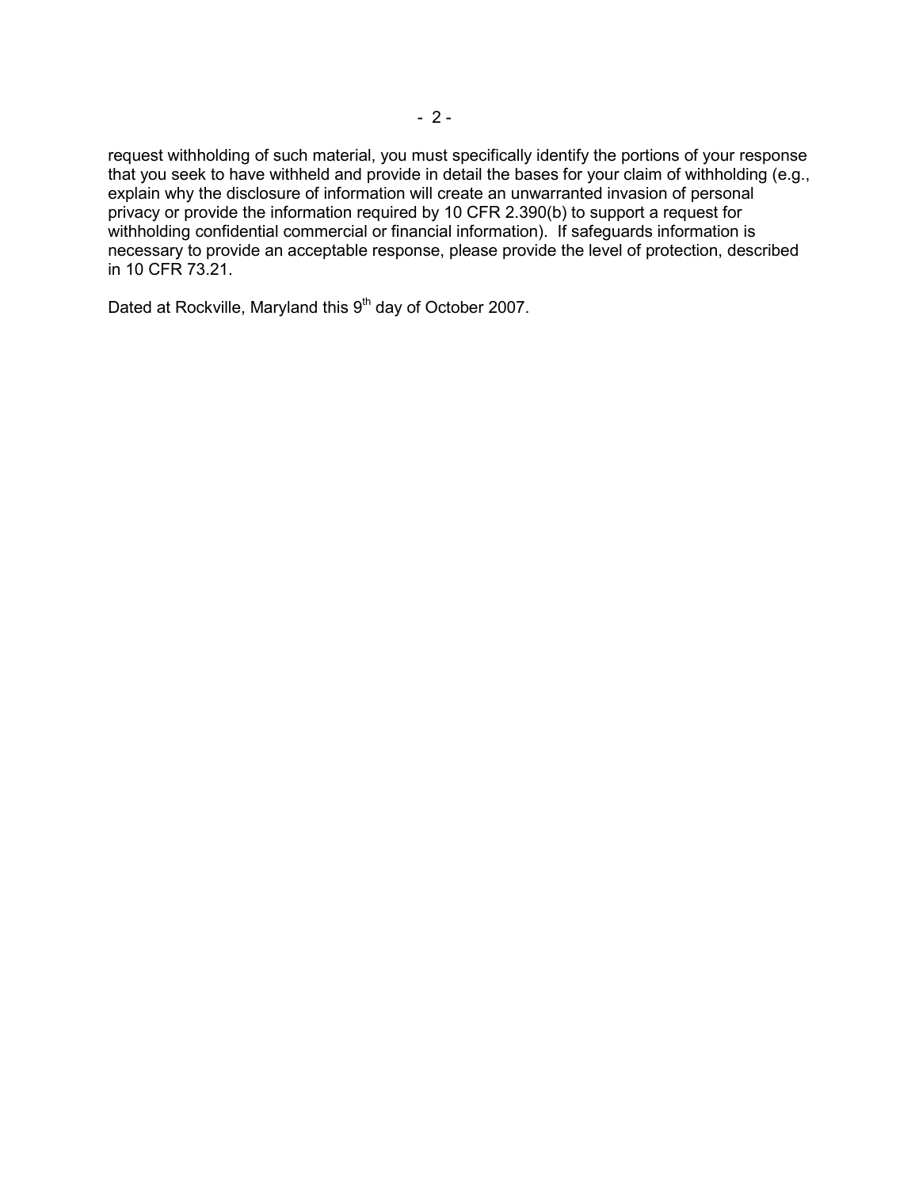request withholding of such material, you must specifically identify the portions of your response that you seek to have withheld and provide in detail the bases for your claim of withholding (e.g., explain why the disclosure of information will create an unwarranted invasion of personal privacy or provide the information required by 10 CFR 2.390(b) to support a request for withholding confidential commercial or financial information). If safeguards information is necessary to provide an acceptable response, please provide the level of protection, described in 10 CFR 73.21.

Dated at Rockville, Maryland this 9th day of October 2007.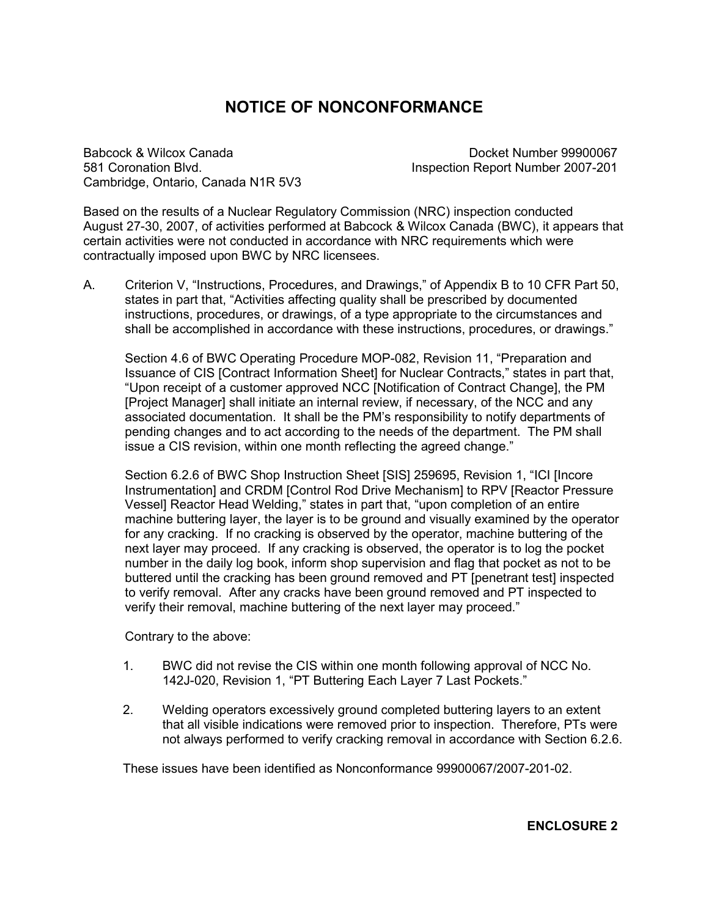# NOTICE OF NONCONFORMANCE

Babcock & Wilcox Canada
581 Coronation Blvd.
Cambridge, Ontario, Canada N1R 5V3

Docket Number 99900067
Inspection Report Number 2007-201

Based on the results of a Nuclear Regulatory Commission (NRC) inspection conducted August 27-30, 2007, of activities performed at Babcock & Wilcox Canada (BWC), it appears that certain activities were not conducted in accordance with NRC requirements which were contractually imposed upon BWC by NRC licensees.

A. Criterion V, "Instructions, Procedures, and Drawings," of Appendix B to 10 CFR Part 50, states in part that, "Activities affecting quality shall be prescribed by documented instructions, procedures, or drawings, of a type appropriate to the circumstances and shall be accomplished in accordance with these instructions, procedures, or drawings."

   Section 4.6 of BWC Operating Procedure MOP-082, Revision 11, "Preparation and Issuance of CIS [Contract Information Sheet] for Nuclear Contracts," states in part that, "Upon receipt of a customer approved NCC [Notification of Contract Change], the PM [Project Manager] shall initiate an internal review, if necessary, of the NCC and any associated documentation. It shall be the PM's responsibility to notify departments of pending changes and to act according to the needs of the department. The PM shall issue a CIS revision, within one month reflecting the agreed change."

   Section 6.2.6 of BWC Shop Instruction Sheet [SIS] 259695, Revision 1, "ICI [Incore Instrumentation] and CRDM [Control Rod Drive Mechanism] to RPV [Reactor Pressure Vessel] Reactor Head Welding," states in part that, "upon completion of an entire machine buttering layer, the layer is to be ground and visually examined by the operator for any cracking. If no cracking is observed by the operator, machine buttering of the next layer may proceed. If any cracking is observed, the operator is to log the pocket number in the daily log book, inform shop supervision and flag that pocket as not to be buttered until the cracking has been ground removed and PT [penetrant test] inspected to verify removal. After any cracks have been ground removed and PT inspected to verify their removal, machine buttering of the next layer may proceed."

   Contrary to the above:

   1. BWC did not revise the CIS within one month following approval of NCC No. 142J-020, Revision 1, "PT Buttering Each Layer 7 Last Pockets."

   2. Welding operators excessively ground completed buttering layers to an extent that all visible indications were removed prior to inspection. Therefore, PTs were not always performed to verify cracking removal in accordance with Section 6.2.6.

   These issues have been identified as Nonconformance 99900067/2007-201-02.

**ENCLOSURE 2**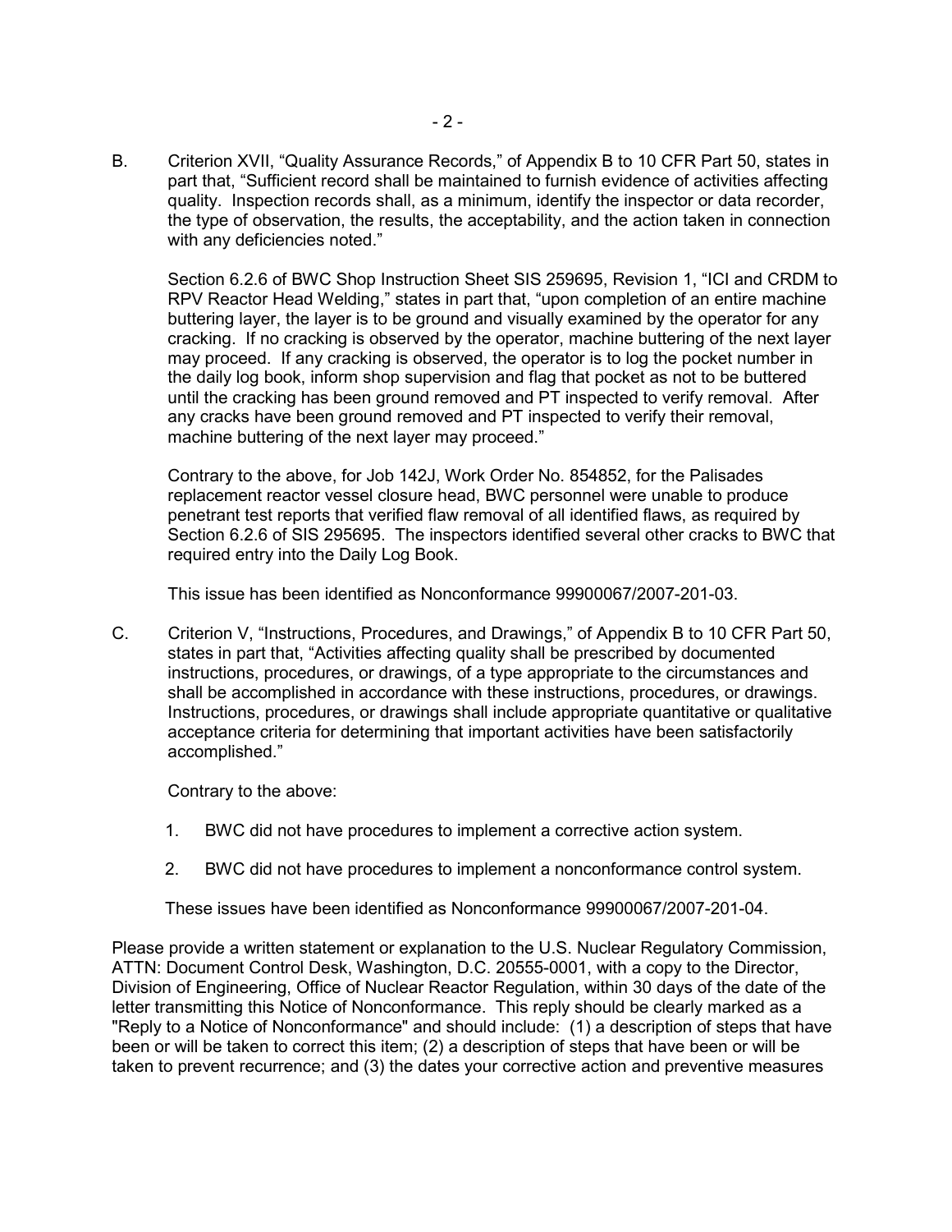B. Criterion XVII, "Quality Assurance Records," of Appendix B to 10 CFR Part 50, states in part that, "Sufficient record shall be maintained to furnish evidence of activities affecting quality. Inspection records shall, as a minimum, identify the inspector or data recorder, the type of observation, the results, the acceptability, and the action taken in connection with any deficiencies noted."

Section 6.2.6 of BWC Shop Instruction Sheet SIS 259695, Revision 1, "ICI and CRDM to RPV Reactor Head Welding," states in part that, "upon completion of an entire machine buttering layer, the layer is to be ground and visually examined by the operator for any cracking. If no cracking is observed by the operator, machine buttering of the next layer may proceed. If any cracking is observed, the operator is to log the pocket number in the daily log book, inform shop supervision and flag that pocket as not to be buttered until the cracking has been ground removed and PT inspected to verify removal. After any cracks have been ground removed and PT inspected to verify their removal, machine buttering of the next layer may proceed."

Contrary to the above, for Job 142J, Work Order No. 854852, for the Palisades replacement reactor vessel closure head, BWC personnel were unable to produce penetrant test reports that verified flaw removal of all identified flaws, as required by Section 6.2.6 of SIS 295695. The inspectors identified several other cracks to BWC that required entry into the Daily Log Book.

This issue has been identified as Nonconformance 99900067/2007-201-03.

C. Criterion V, "Instructions, Procedures, and Drawings," of Appendix B to 10 CFR Part 50, states in part that, "Activities affecting quality shall be prescribed by documented instructions, procedures, or drawings, of a type appropriate to the circumstances and shall be accomplished in accordance with these instructions, procedures, or drawings. Instructions, procedures, or drawings shall include appropriate quantitative or qualitative acceptance criteria for determining that important activities have been satisfactorily accomplished."

Contrary to the above:

1. BWC did not have procedures to implement a corrective action system.

2. BWC did not have procedures to implement a nonconformance control system.

These issues have been identified as Nonconformance 99900067/2007-201-04.

Please provide a written statement or explanation to the U.S. Nuclear Regulatory Commission, ATTN: Document Control Desk, Washington, D.C. 20555-0001, with a copy to the Director, Division of Engineering, Office of Nuclear Reactor Regulation, within 30 days of the date of the letter transmitting this Notice of Nonconformance. This reply should be clearly marked as a "Reply to a Notice of Nonconformance" and should include: (1) a description of steps that have been or will be taken to correct this item; (2) a description of steps that have been or will be taken to prevent recurrence; and (3) the dates your corrective action and preventive measures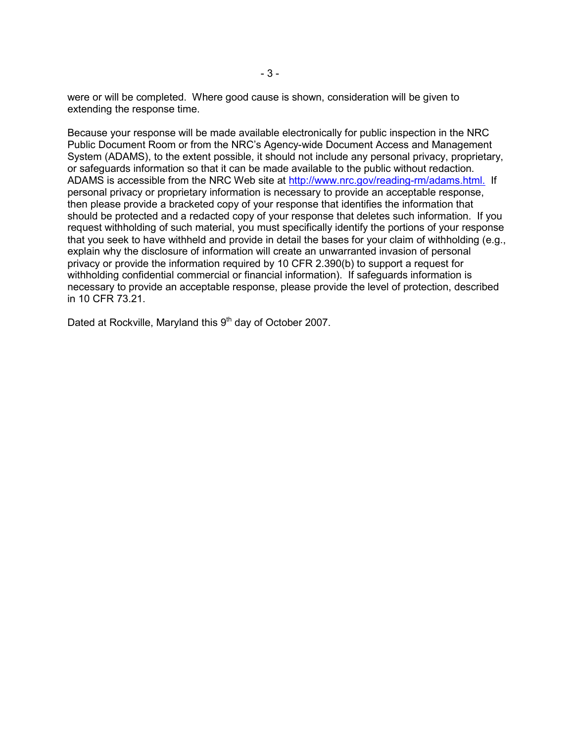were or will be completed. Where good cause is shown, consideration will be given to extending the response time.

Because your response will be made available electronically for public inspection in the NRC Public Document Room or from the NRC's Agency-wide Document Access and Management System (ADAMS), to the extent possible, it should not include any personal privacy, proprietary, or safeguards information so that it can be made available to the public without redaction. ADAMS is accessible from the NRC Web site at http://www.nrc.gov/reading-rm/adams.html. If personal privacy or proprietary information is necessary to provide an acceptable response, then please provide a bracketed copy of your response that identifies the information that should be protected and a redacted copy of your response that deletes such information. If you request withholding of such material, you must specifically identify the portions of your response that you seek to have withheld and provide in detail the bases for your claim of withholding (e.g., explain why the disclosure of information will create an unwarranted invasion of personal privacy or provide the information required by 10 CFR 2.390(b) to support a request for withholding confidential commercial or financial information). If safeguards information is necessary to provide an acceptable response, please provide the level of protection, described in 10 CFR 73.21.

Dated at Rockville, Maryland this 9th day of October 2007.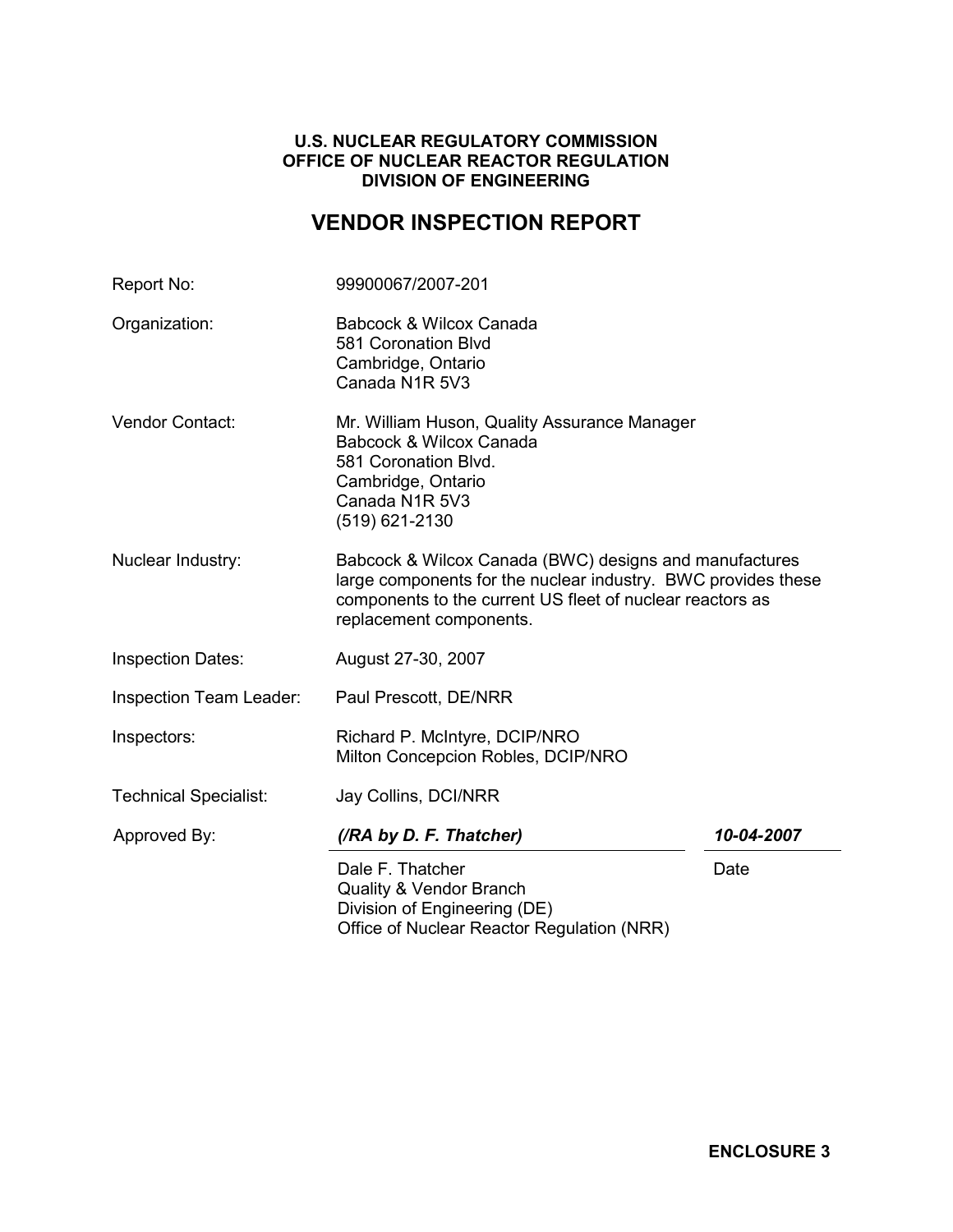**U.S. NUCLEAR REGULATORY COMMISSION**
**OFFICE OF NUCLEAR REACTOR REGULATION**
**DIVISION OF ENGINEERING**

# VENDOR INSPECTION REPORT

| | |
|---|---|
| Report No: | 99900067/2007-201 |
| Organization: | Babcock & Wilcox Canada<br>581 Coronation Blvd<br>Cambridge, Ontario<br>Canada N1R 5V3 |
| Vendor Contact: | Mr. William Huson, Quality Assurance Manager<br>Babcock & Wilcox Canada<br>581 Coronation Blvd.<br>Cambridge, Ontario<br>Canada N1R 5V3<br>(519) 621-2130 |
| Nuclear Industry: | Babcock & Wilcox Canada (BWC) designs and manufactures large components for the nuclear industry. BWC provides these components to the current US fleet of nuclear reactors as replacement components. |
| Inspection Dates: | August 27-30, 2007 |
| Inspection Team Leader: | Paul Prescott, DE/NRR |
| Inspectors: | Richard P. McIntyre, DCIP/NRO<br>Milton Concepcion Robles, DCIP/NRO |
| Technical Specialist: | Jay Collins, DCI/NRR |

| Approved By: | *(/RA by D. F. Thatcher)* | *10-04-2007* |
|---|---|---|
| | Dale F. Thatcher<br>Quality & Vendor Branch<br>Division of Engineering (DE)<br>Office of Nuclear Reactor Regulation (NRR) | Date |

**ENCLOSURE 3**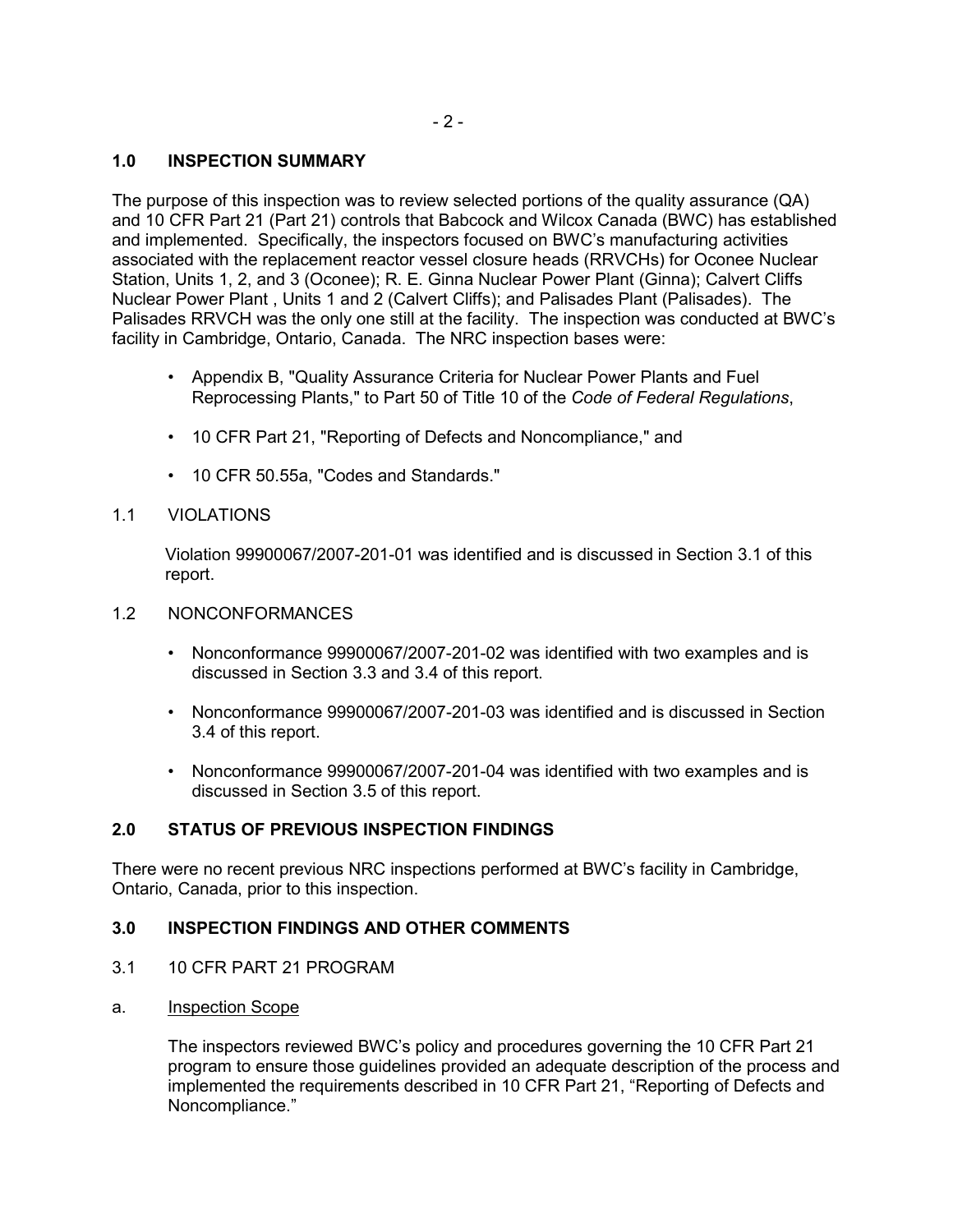## 1.0 INSPECTION SUMMARY

The purpose of this inspection was to review selected portions of the quality assurance (QA) and 10 CFR Part 21 (Part 21) controls that Babcock and Wilcox Canada (BWC) has established and implemented. Specifically, the inspectors focused on BWC's manufacturing activities associated with the replacement reactor vessel closure heads (RRVCHs) for Oconee Nuclear Station, Units 1, 2, and 3 (Oconee); R. E. Ginna Nuclear Power Plant (Ginna); Calvert Cliffs Nuclear Power Plant , Units 1 and 2 (Calvert Cliffs); and Palisades Plant (Palisades). The Palisades RRVCH was the only one still at the facility. The inspection was conducted at BWC's facility in Cambridge, Ontario, Canada. The NRC inspection bases were:

- Appendix B, "Quality Assurance Criteria for Nuclear Power Plants and Fuel Reprocessing Plants," to Part 50 of Title 10 of the *Code of Federal Regulations*,
- 10 CFR Part 21, "Reporting of Defects and Noncompliance," and
- 10 CFR 50.55a, "Codes and Standards."

### 1.1 VIOLATIONS

Violation 99900067/2007-201-01 was identified and is discussed in Section 3.1 of this report.

### 1.2 NONCONFORMANCES

- Nonconformance 99900067/2007-201-02 was identified with two examples and is discussed in Section 3.3 and 3.4 of this report.
- Nonconformance 99900067/2007-201-03 was identified and is discussed in Section 3.4 of this report.
- Nonconformance 99900067/2007-201-04 was identified with two examples and is discussed in Section 3.5 of this report.

## 2.0 STATUS OF PREVIOUS INSPECTION FINDINGS

There were no recent previous NRC inspections performed at BWC's facility in Cambridge, Ontario, Canada, prior to this inspection.

## 3.0 INSPECTION FINDINGS AND OTHER COMMENTS

### 3.1 10 CFR PART 21 PROGRAM

a. Inspection Scope

The inspectors reviewed BWC's policy and procedures governing the 10 CFR Part 21 program to ensure those guidelines provided an adequate description of the process and implemented the requirements described in 10 CFR Part 21, "Reporting of Defects and Noncompliance."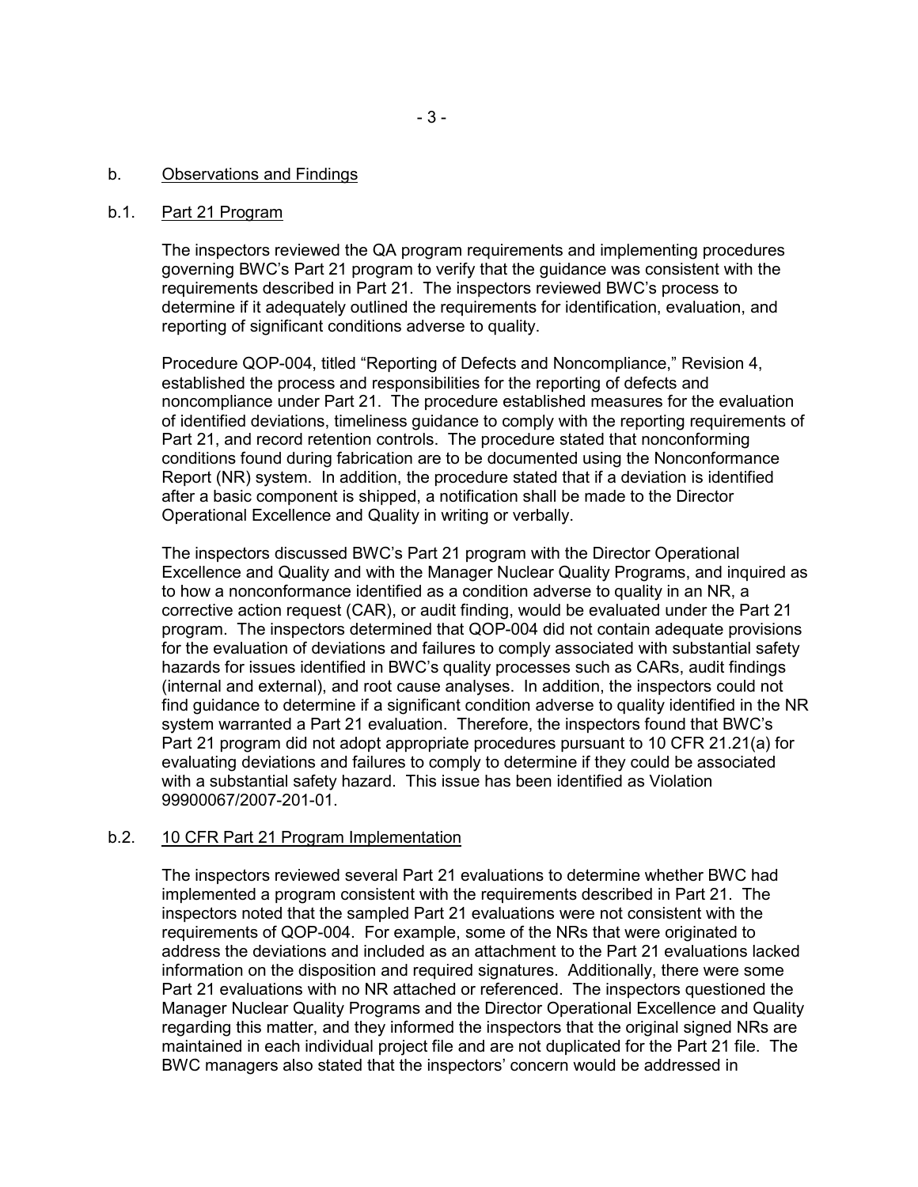b. Observations and Findings

b.1. Part 21 Program

The inspectors reviewed the QA program requirements and implementing procedures governing BWC's Part 21 program to verify that the guidance was consistent with the requirements described in Part 21. The inspectors reviewed BWC's process to determine if it adequately outlined the requirements for identification, evaluation, and reporting of significant conditions adverse to quality.

Procedure QOP-004, titled "Reporting of Defects and Noncompliance," Revision 4, established the process and responsibilities for the reporting of defects and noncompliance under Part 21. The procedure established measures for the evaluation of identified deviations, timeliness guidance to comply with the reporting requirements of Part 21, and record retention controls. The procedure stated that nonconforming conditions found during fabrication are to be documented using the Nonconformance Report (NR) system. In addition, the procedure stated that if a deviation is identified after a basic component is shipped, a notification shall be made to the Director Operational Excellence and Quality in writing or verbally.

The inspectors discussed BWC's Part 21 program with the Director Operational Excellence and Quality and with the Manager Nuclear Quality Programs, and inquired as to how a nonconformance identified as a condition adverse to quality in an NR, a corrective action request (CAR), or audit finding, would be evaluated under the Part 21 program. The inspectors determined that QOP-004 did not contain adequate provisions for the evaluation of deviations and failures to comply associated with substantial safety hazards for issues identified in BWC's quality processes such as CARs, audit findings (internal and external), and root cause analyses. In addition, the inspectors could not find guidance to determine if a significant condition adverse to quality identified in the NR system warranted a Part 21 evaluation. Therefore, the inspectors found that BWC's Part 21 program did not adopt appropriate procedures pursuant to 10 CFR 21.21(a) for evaluating deviations and failures to comply to determine if they could be associated with a substantial safety hazard. This issue has been identified as Violation 99900067/2007-201-01.

b.2. 10 CFR Part 21 Program Implementation

The inspectors reviewed several Part 21 evaluations to determine whether BWC had implemented a program consistent with the requirements described in Part 21. The inspectors noted that the sampled Part 21 evaluations were not consistent with the requirements of QOP-004. For example, some of the NRs that were originated to address the deviations and included as an attachment to the Part 21 evaluations lacked information on the disposition and required signatures. Additionally, there were some Part 21 evaluations with no NR attached or referenced. The inspectors questioned the Manager Nuclear Quality Programs and the Director Operational Excellence and Quality regarding this matter, and they informed the inspectors that the original signed NRs are maintained in each individual project file and are not duplicated for the Part 21 file. The BWC managers also stated that the inspectors' concern would be addressed in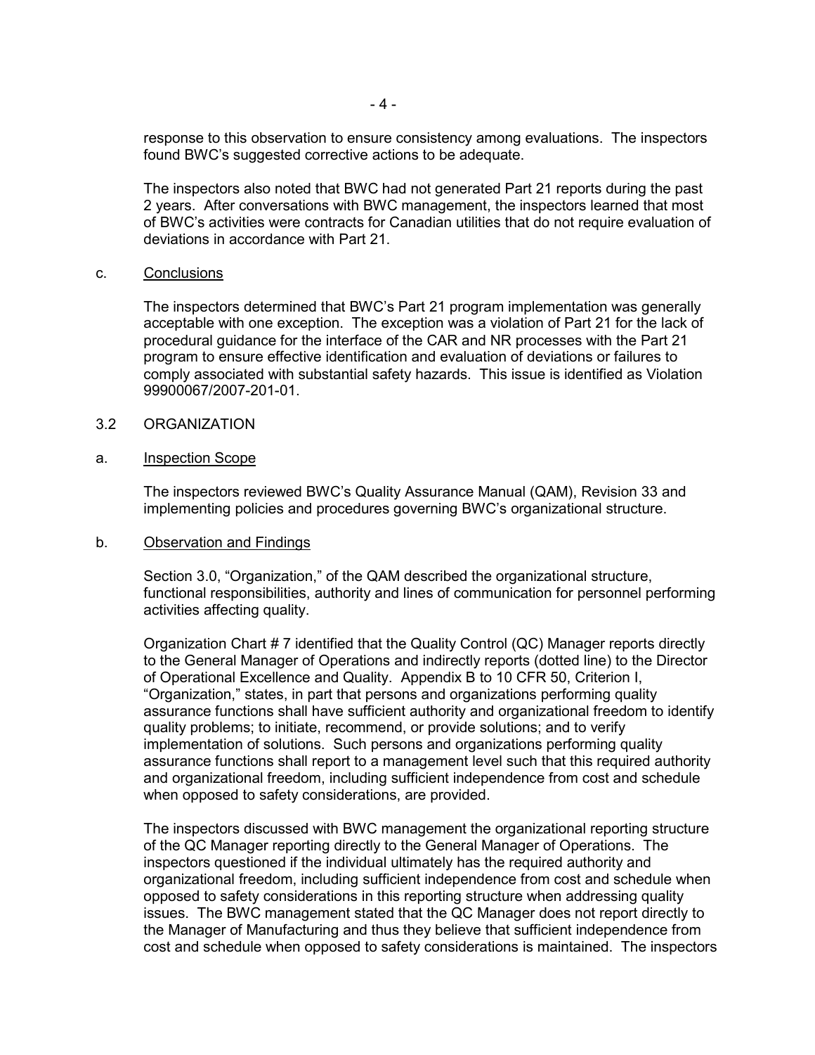response to this observation to ensure consistency among evaluations. The inspectors found BWC's suggested corrective actions to be adequate.

The inspectors also noted that BWC had not generated Part 21 reports during the past 2 years. After conversations with BWC management, the inspectors learned that most of BWC's activities were contracts for Canadian utilities that do not require evaluation of deviations in accordance with Part 21.

c. Conclusions

The inspectors determined that BWC's Part 21 program implementation was generally acceptable with one exception. The exception was a violation of Part 21 for the lack of procedural guidance for the interface of the CAR and NR processes with the Part 21 program to ensure effective identification and evaluation of deviations or failures to comply associated with substantial safety hazards. This issue is identified as Violation 99900067/2007-201-01.

## 3.2 ORGANIZATION

a. Inspection Scope

The inspectors reviewed BWC's Quality Assurance Manual (QAM), Revision 33 and implementing policies and procedures governing BWC's organizational structure.

b. Observation and Findings

Section 3.0, "Organization," of the QAM described the organizational structure, functional responsibilities, authority and lines of communication for personnel performing activities affecting quality.

Organization Chart # 7 identified that the Quality Control (QC) Manager reports directly to the General Manager of Operations and indirectly reports (dotted line) to the Director of Operational Excellence and Quality. Appendix B to 10 CFR 50, Criterion I, "Organization," states, in part that persons and organizations performing quality assurance functions shall have sufficient authority and organizational freedom to identify quality problems; to initiate, recommend, or provide solutions; and to verify implementation of solutions. Such persons and organizations performing quality assurance functions shall report to a management level such that this required authority and organizational freedom, including sufficient independence from cost and schedule when opposed to safety considerations, are provided.

The inspectors discussed with BWC management the organizational reporting structure of the QC Manager reporting directly to the General Manager of Operations. The inspectors questioned if the individual ultimately has the required authority and organizational freedom, including sufficient independence from cost and schedule when opposed to safety considerations in this reporting structure when addressing quality issues. The BWC management stated that the QC Manager does not report directly to the Manager of Manufacturing and thus they believe that sufficient independence from cost and schedule when opposed to safety considerations is maintained. The inspectors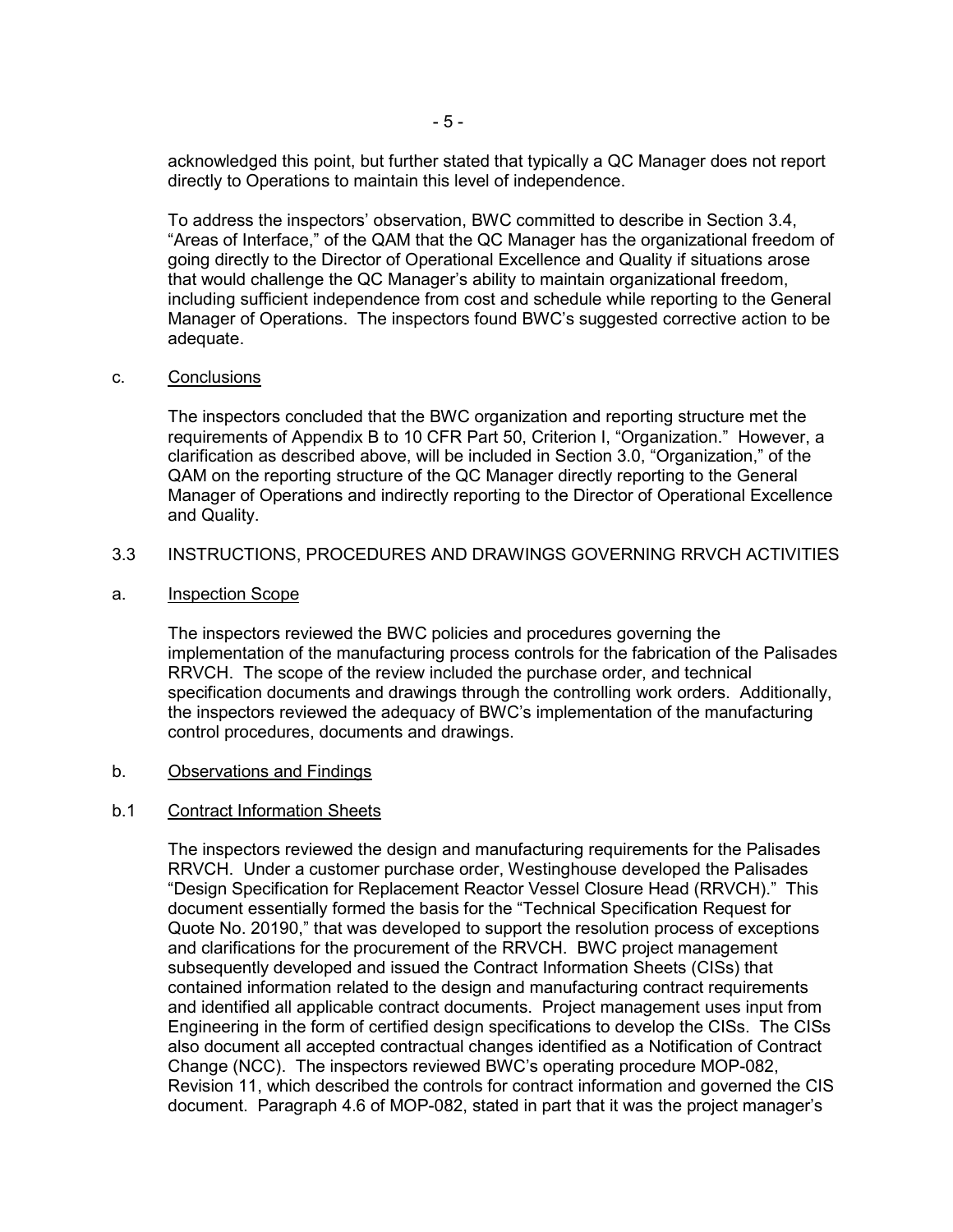acknowledged this point, but further stated that typically a QC Manager does not report directly to Operations to maintain this level of independence.

To address the inspectors' observation, BWC committed to describe in Section 3.4, "Areas of Interface," of the QAM that the QC Manager has the organizational freedom of going directly to the Director of Operational Excellence and Quality if situations arose that would challenge the QC Manager's ability to maintain organizational freedom, including sufficient independence from cost and schedule while reporting to the General Manager of Operations. The inspectors found BWC's suggested corrective action to be adequate.

c. Conclusions

The inspectors concluded that the BWC organization and reporting structure met the requirements of Appendix B to 10 CFR Part 50, Criterion I, "Organization." However, a clarification as described above, will be included in Section 3.0, "Organization," of the QAM on the reporting structure of the QC Manager directly reporting to the General Manager of Operations and indirectly reporting to the Director of Operational Excellence and Quality.

## 3.3 INSTRUCTIONS, PROCEDURES AND DRAWINGS GOVERNING RRVCH ACTIVITIES

a. Inspection Scope

The inspectors reviewed the BWC policies and procedures governing the implementation of the manufacturing process controls for the fabrication of the Palisades RRVCH. The scope of the review included the purchase order, and technical specification documents and drawings through the controlling work orders. Additionally, the inspectors reviewed the adequacy of BWC's implementation of the manufacturing control procedures, documents and drawings.

b. Observations and Findings

b.1 Contract Information Sheets

The inspectors reviewed the design and manufacturing requirements for the Palisades RRVCH. Under a customer purchase order, Westinghouse developed the Palisades "Design Specification for Replacement Reactor Vessel Closure Head (RRVCH)." This document essentially formed the basis for the "Technical Specification Request for Quote No. 20190," that was developed to support the resolution process of exceptions and clarifications for the procurement of the RRVCH. BWC project management subsequently developed and issued the Contract Information Sheets (CISs) that contained information related to the design and manufacturing contract requirements and identified all applicable contract documents. Project management uses input from Engineering in the form of certified design specifications to develop the CISs. The CISs also document all accepted contractual changes identified as a Notification of Contract Change (NCC). The inspectors reviewed BWC's operating procedure MOP-082, Revision 11, which described the controls for contract information and governed the CIS document. Paragraph 4.6 of MOP-082, stated in part that it was the project manager's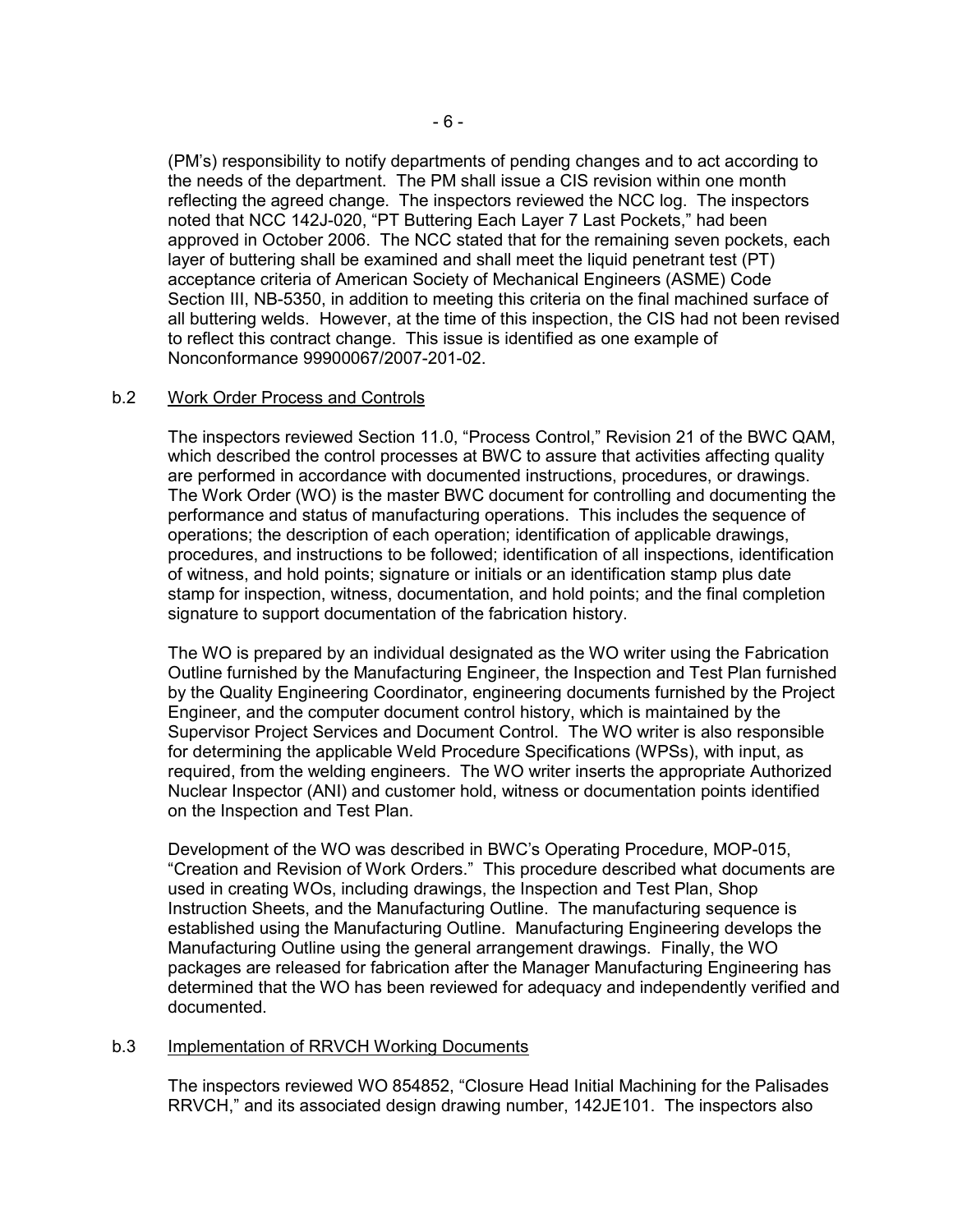(PM's) responsibility to notify departments of pending changes and to act according to the needs of the department. The PM shall issue a CIS revision within one month reflecting the agreed change. The inspectors reviewed the NCC log. The inspectors noted that NCC 142J-020, "PT Buttering Each Layer 7 Last Pockets," had been approved in October 2006. The NCC stated that for the remaining seven pockets, each layer of buttering shall be examined and shall meet the liquid penetrant test (PT) acceptance criteria of American Society of Mechanical Engineers (ASME) Code Section III, NB-5350, in addition to meeting this criteria on the final machined surface of all buttering welds. However, at the time of this inspection, the CIS had not been revised to reflect this contract change. This issue is identified as one example of Nonconformance 99900067/2007-201-02.

### b.2 Work Order Process and Controls

The inspectors reviewed Section 11.0, "Process Control," Revision 21 of the BWC QAM, which described the control processes at BWC to assure that activities affecting quality are performed in accordance with documented instructions, procedures, or drawings. The Work Order (WO) is the master BWC document for controlling and documenting the performance and status of manufacturing operations. This includes the sequence of operations; the description of each operation; identification of applicable drawings, procedures, and instructions to be followed; identification of all inspections, identification of witness, and hold points; signature or initials or an identification stamp plus date stamp for inspection, witness, documentation, and hold points; and the final completion signature to support documentation of the fabrication history.

The WO is prepared by an individual designated as the WO writer using the Fabrication Outline furnished by the Manufacturing Engineer, the Inspection and Test Plan furnished by the Quality Engineering Coordinator, engineering documents furnished by the Project Engineer, and the computer document control history, which is maintained by the Supervisor Project Services and Document Control. The WO writer is also responsible for determining the applicable Weld Procedure Specifications (WPSs), with input, as required, from the welding engineers. The WO writer inserts the appropriate Authorized Nuclear Inspector (ANI) and customer hold, witness or documentation points identified on the Inspection and Test Plan.

Development of the WO was described in BWC's Operating Procedure, MOP-015, "Creation and Revision of Work Orders." This procedure described what documents are used in creating WOs, including drawings, the Inspection and Test Plan, Shop Instruction Sheets, and the Manufacturing Outline. The manufacturing sequence is established using the Manufacturing Outline. Manufacturing Engineering develops the Manufacturing Outline using the general arrangement drawings. Finally, the WO packages are released for fabrication after the Manager Manufacturing Engineering has determined that the WO has been reviewed for adequacy and independently verified and documented.

### b.3 Implementation of RRVCH Working Documents

The inspectors reviewed WO 854852, "Closure Head Initial Machining for the Palisades RRVCH," and its associated design drawing number, 142JE101. The inspectors also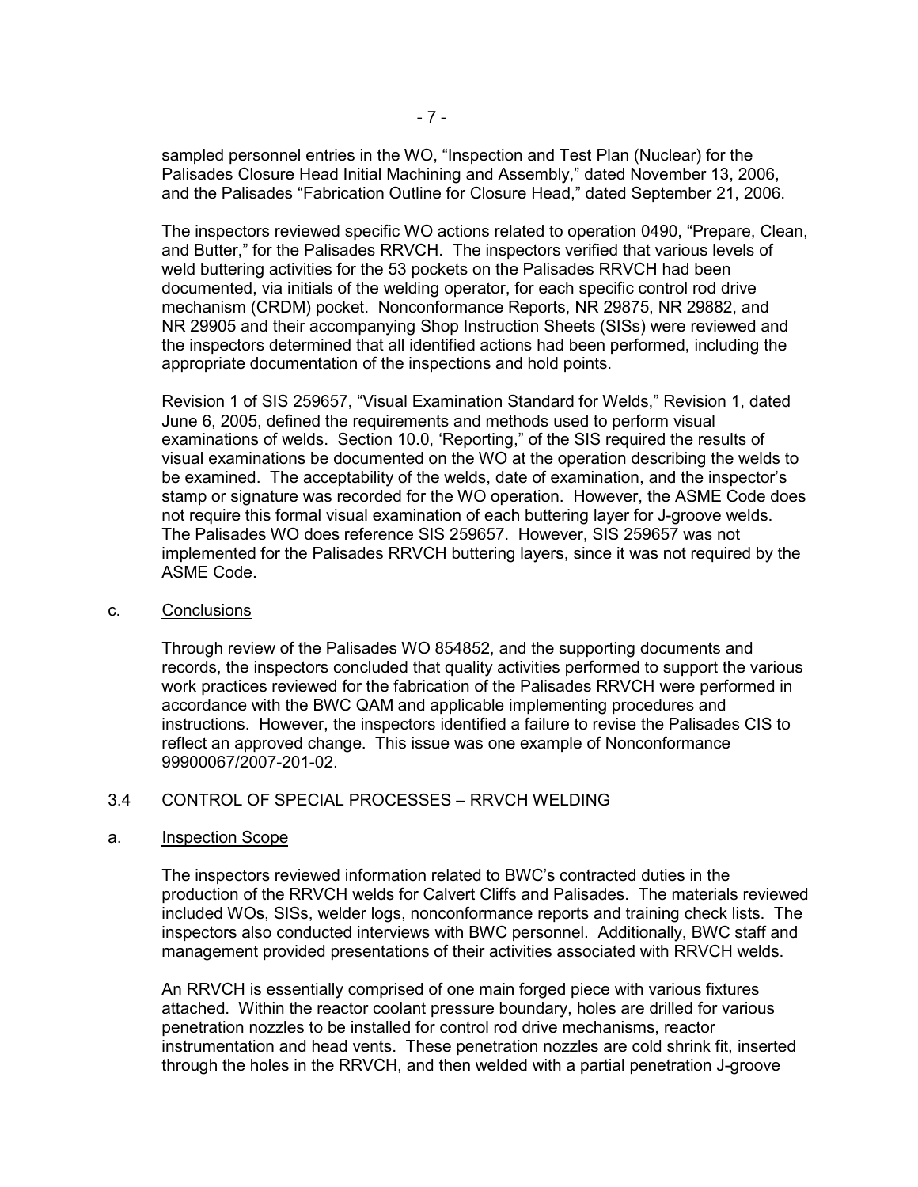sampled personnel entries in the WO, "Inspection and Test Plan (Nuclear) for the Palisades Closure Head Initial Machining and Assembly," dated November 13, 2006, and the Palisades "Fabrication Outline for Closure Head," dated September 21, 2006.

The inspectors reviewed specific WO actions related to operation 0490, "Prepare, Clean, and Butter," for the Palisades RRVCH. The inspectors verified that various levels of weld buttering activities for the 53 pockets on the Palisades RRVCH had been documented, via initials of the welding operator, for each specific control rod drive mechanism (CRDM) pocket. Nonconformance Reports, NR 29875, NR 29882, and NR 29905 and their accompanying Shop Instruction Sheets (SISs) were reviewed and the inspectors determined that all identified actions had been performed, including the appropriate documentation of the inspections and hold points.

Revision 1 of SIS 259657, "Visual Examination Standard for Welds," Revision 1, dated June 6, 2005, defined the requirements and methods used to perform visual examinations of welds. Section 10.0, 'Reporting," of the SIS required the results of visual examinations be documented on the WO at the operation describing the welds to be examined. The acceptability of the welds, date of examination, and the inspector's stamp or signature was recorded for the WO operation. However, the ASME Code does not require this formal visual examination of each buttering layer for J-groove welds. The Palisades WO does reference SIS 259657. However, SIS 259657 was not implemented for the Palisades RRVCH buttering layers, since it was not required by the ASME Code.

c. Conclusions

Through review of the Palisades WO 854852, and the supporting documents and records, the inspectors concluded that quality activities performed to support the various work practices reviewed for the fabrication of the Palisades RRVCH were performed in accordance with the BWC QAM and applicable implementing procedures and instructions. However, the inspectors identified a failure to revise the Palisades CIS to reflect an approved change. This issue was one example of Nonconformance 99900067/2007-201-02.

## 3.4 CONTROL OF SPECIAL PROCESSES – RRVCH WELDING

a. Inspection Scope

The inspectors reviewed information related to BWC's contracted duties in the production of the RRVCH welds for Calvert Cliffs and Palisades. The materials reviewed included WOs, SISs, welder logs, nonconformance reports and training check lists. The inspectors also conducted interviews with BWC personnel. Additionally, BWC staff and management provided presentations of their activities associated with RRVCH welds.

An RRVCH is essentially comprised of one main forged piece with various fixtures attached. Within the reactor coolant pressure boundary, holes are drilled for various penetration nozzles to be installed for control rod drive mechanisms, reactor instrumentation and head vents. These penetration nozzles are cold shrink fit, inserted through the holes in the RRVCH, and then welded with a partial penetration J-groove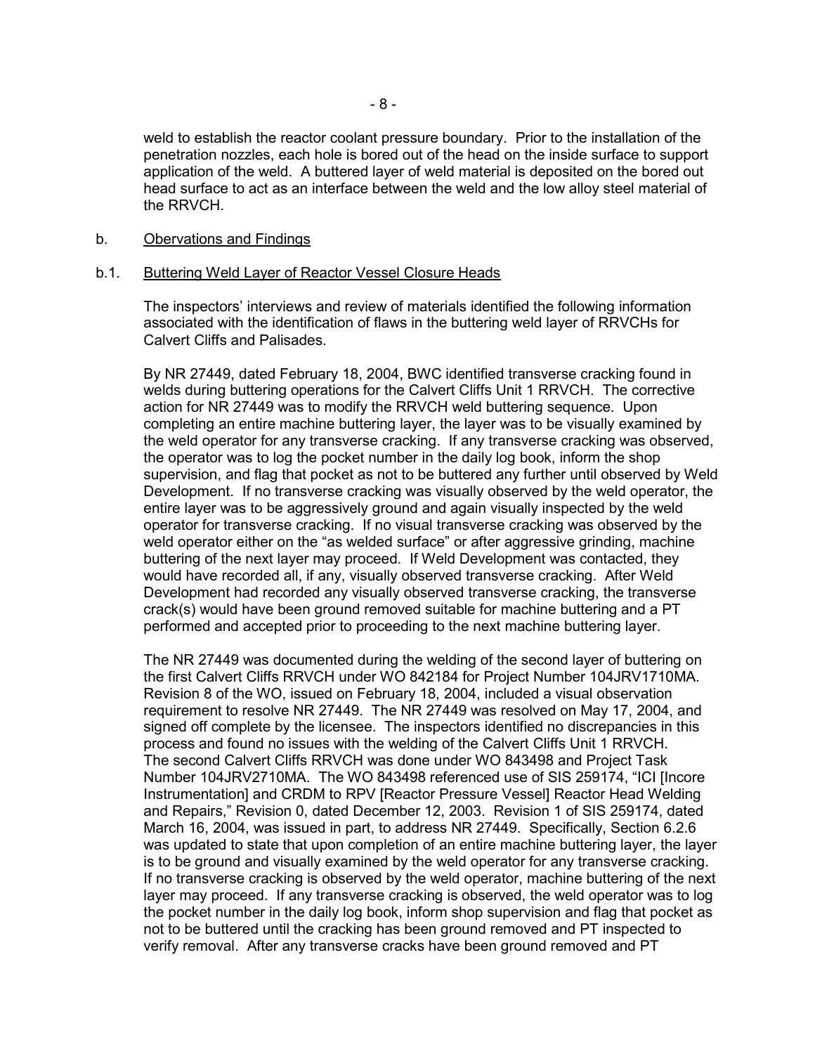weld to establish the reactor coolant pressure boundary. Prior to the installation of the penetration nozzles, each hole is bored out of the head on the inside surface to support application of the weld. A buttered layer of weld material is deposited on the bored out head surface to act as an interface between the weld and the low alloy steel material of the RRVCH.

b. Observations and Findings

b.1. Buttering Weld Layer of Reactor Vessel Closure Heads

The inspectors' interviews and review of materials identified the following information associated with the identification of flaws in the buttering weld layer of RRVCHs for Calvert Cliffs and Palisades.

By NR 27449, dated February 18, 2004, BWC identified transverse cracking found in welds during buttering operations for the Calvert Cliffs Unit 1 RRVCH. The corrective action for NR 27449 was to modify the RRVCH weld buttering sequence. Upon completing an entire machine buttering layer, the layer was to be visually examined by the weld operator for any transverse cracking. If any transverse cracking was observed, the operator was to log the pocket number in the daily log book, inform the shop supervision, and flag that pocket as not to be buttered any further until observed by Weld Development. If no transverse cracking was visually observed by the weld operator, the entire layer was to be aggressively ground and again visually inspected by the weld operator for transverse cracking. If no visual transverse cracking was observed by the weld operator either on the "as welded surface" or after aggressive grinding, machine buttering of the next layer may proceed. If Weld Development was contacted, they would have recorded all, if any, visually observed transverse cracking. After Weld Development had recorded any visually observed transverse cracking, the transverse crack(s) would have been ground removed suitable for machine buttering and a PT performed and accepted prior to proceeding to the next machine buttering layer.

The NR 27449 was documented during the welding of the second layer of buttering on the first Calvert Cliffs RRVCH under WO 842184 for Project Number 104JRV1710MA. Revision 8 of the WO, issued on February 18, 2004, included a visual observation requirement to resolve NR 27449. The NR 27449 was resolved on May 17, 2004, and signed off complete by the licensee. The inspectors identified no discrepancies in this process and found no issues with the welding of the Calvert Cliffs Unit 1 RRVCH. The second Calvert Cliffs RRVCH was done under WO 843498 and Project Task Number 104JRV2710MA. The WO 843498 referenced use of SIS 259174, "ICI [Incore Instrumentation] and CRDM to RPV [Reactor Pressure Vessel] Reactor Head Welding and Repairs," Revision 0, dated December 12, 2003. Revision 1 of SIS 259174, dated March 16, 2004, was issued in part, to address NR 27449. Specifically, Section 6.2.6 was updated to state that upon completion of an entire machine buttering layer, the layer is to be ground and visually examined by the weld operator for any transverse cracking. If no transverse cracking is observed by the weld operator, machine buttering of the next layer may proceed. If any transverse cracking is observed, the weld operator was to log the pocket number in the daily log book, inform shop supervision and flag that pocket as not to be buttered until the cracking has been ground removed and PT inspected to verify removal. After any transverse cracks have been ground removed and PT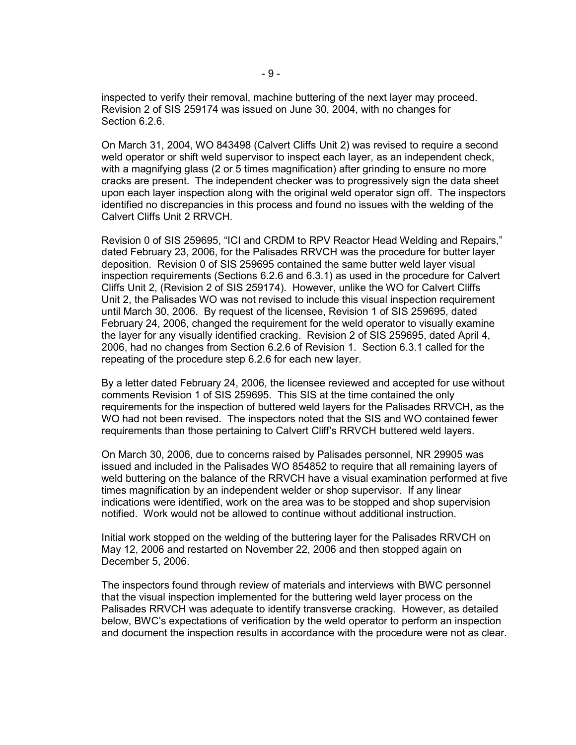inspected to verify their removal, machine buttering of the next layer may proceed. Revision 2 of SIS 259174 was issued on June 30, 2004, with no changes for Section 6.2.6.

On March 31, 2004, WO 843498 (Calvert Cliffs Unit 2) was revised to require a second weld operator or shift weld supervisor to inspect each layer, as an independent check, with a magnifying glass (2 or 5 times magnification) after grinding to ensure no more cracks are present. The independent checker was to progressively sign the data sheet upon each layer inspection along with the original weld operator sign off. The inspectors identified no discrepancies in this process and found no issues with the welding of the Calvert Cliffs Unit 2 RRVCH.

Revision 0 of SIS 259695, "ICI and CRDM to RPV Reactor Head Welding and Repairs," dated February 23, 2006, for the Palisades RRVCH was the procedure for butter layer deposition. Revision 0 of SIS 259695 contained the same butter weld layer visual inspection requirements (Sections 6.2.6 and 6.3.1) as used in the procedure for Calvert Cliffs Unit 2, (Revision 2 of SIS 259174). However, unlike the WO for Calvert Cliffs Unit 2, the Palisades WO was not revised to include this visual inspection requirement until March 30, 2006. By request of the licensee, Revision 1 of SIS 259695, dated February 24, 2006, changed the requirement for the weld operator to visually examine the layer for any visually identified cracking. Revision 2 of SIS 259695, dated April 4, 2006, had no changes from Section 6.2.6 of Revision 1. Section 6.3.1 called for the repeating of the procedure step 6.2.6 for each new layer.

By a letter dated February 24, 2006, the licensee reviewed and accepted for use without comments Revision 1 of SIS 259695. This SIS at the time contained the only requirements for the inspection of buttered weld layers for the Palisades RRVCH, as the WO had not been revised. The inspectors noted that the SIS and WO contained fewer requirements than those pertaining to Calvert Cliff's RRVCH buttered weld layers.

On March 30, 2006, due to concerns raised by Palisades personnel, NR 29905 was issued and included in the Palisades WO 854852 to require that all remaining layers of weld buttering on the balance of the RRVCH have a visual examination performed at five times magnification by an independent welder or shop supervisor. If any linear indications were identified, work on the area was to be stopped and shop supervision notified. Work would not be allowed to continue without additional instruction.

Initial work stopped on the welding of the buttering layer for the Palisades RRVCH on May 12, 2006 and restarted on November 22, 2006 and then stopped again on December 5, 2006.

The inspectors found through review of materials and interviews with BWC personnel that the visual inspection implemented for the buttering weld layer process on the Palisades RRVCH was adequate to identify transverse cracking. However, as detailed below, BWC's expectations of verification by the weld operator to perform an inspection and document the inspection results in accordance with the procedure were not as clear.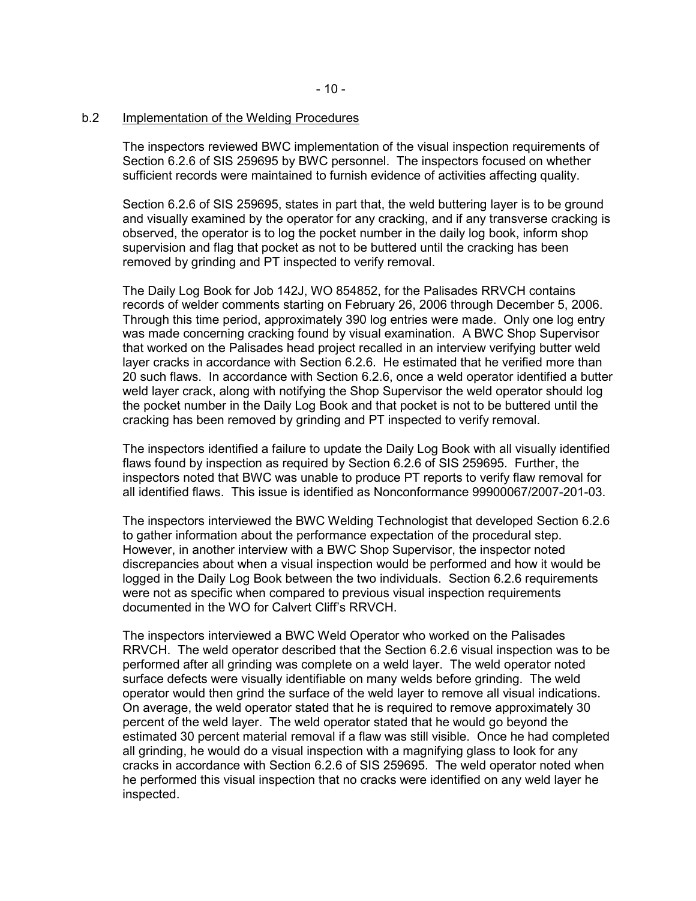### b.2 Implementation of the Welding Procedures

The inspectors reviewed BWC implementation of the visual inspection requirements of Section 6.2.6 of SIS 259695 by BWC personnel. The inspectors focused on whether sufficient records were maintained to furnish evidence of activities affecting quality.

Section 6.2.6 of SIS 259695, states in part that, the weld buttering layer is to be ground and visually examined by the operator for any cracking, and if any transverse cracking is observed, the operator is to log the pocket number in the daily log book, inform shop supervision and flag that pocket as not to be buttered until the cracking has been removed by grinding and PT inspected to verify removal.

The Daily Log Book for Job 142J, WO 854852, for the Palisades RRVCH contains records of welder comments starting on February 26, 2006 through December 5, 2006. Through this time period, approximately 390 log entries were made. Only one log entry was made concerning cracking found by visual examination. A BWC Shop Supervisor that worked on the Palisades head project recalled in an interview verifying butter weld layer cracks in accordance with Section 6.2.6. He estimated that he verified more than 20 such flaws. In accordance with Section 6.2.6, once a weld operator identified a butter weld layer crack, along with notifying the Shop Supervisor the weld operator should log the pocket number in the Daily Log Book and that pocket is not to be buttered until the cracking has been removed by grinding and PT inspected to verify removal.

The inspectors identified a failure to update the Daily Log Book with all visually identified flaws found by inspection as required by Section 6.2.6 of SIS 259695. Further, the inspectors noted that BWC was unable to produce PT reports to verify flaw removal for all identified flaws. This issue is identified as Nonconformance 99900067/2007-201-03.

The inspectors interviewed the BWC Welding Technologist that developed Section 6.2.6 to gather information about the performance expectation of the procedural step. However, in another interview with a BWC Shop Supervisor, the inspector noted discrepancies about when a visual inspection would be performed and how it would be logged in the Daily Log Book between the two individuals. Section 6.2.6 requirements were not as specific when compared to previous visual inspection requirements documented in the WO for Calvert Cliff's RRVCH.

The inspectors interviewed a BWC Weld Operator who worked on the Palisades RRVCH. The weld operator described that the Section 6.2.6 visual inspection was to be performed after all grinding was complete on a weld layer. The weld operator noted surface defects were visually identifiable on many welds before grinding. The weld operator would then grind the surface of the weld layer to remove all visual indications. On average, the weld operator stated that he is required to remove approximately 30 percent of the weld layer. The weld operator stated that he would go beyond the estimated 30 percent material removal if a flaw was still visible. Once he had completed all grinding, he would do a visual inspection with a magnifying glass to look for any cracks in accordance with Section 6.2.6 of SIS 259695. The weld operator noted when he performed this visual inspection that no cracks were identified on any weld layer he inspected.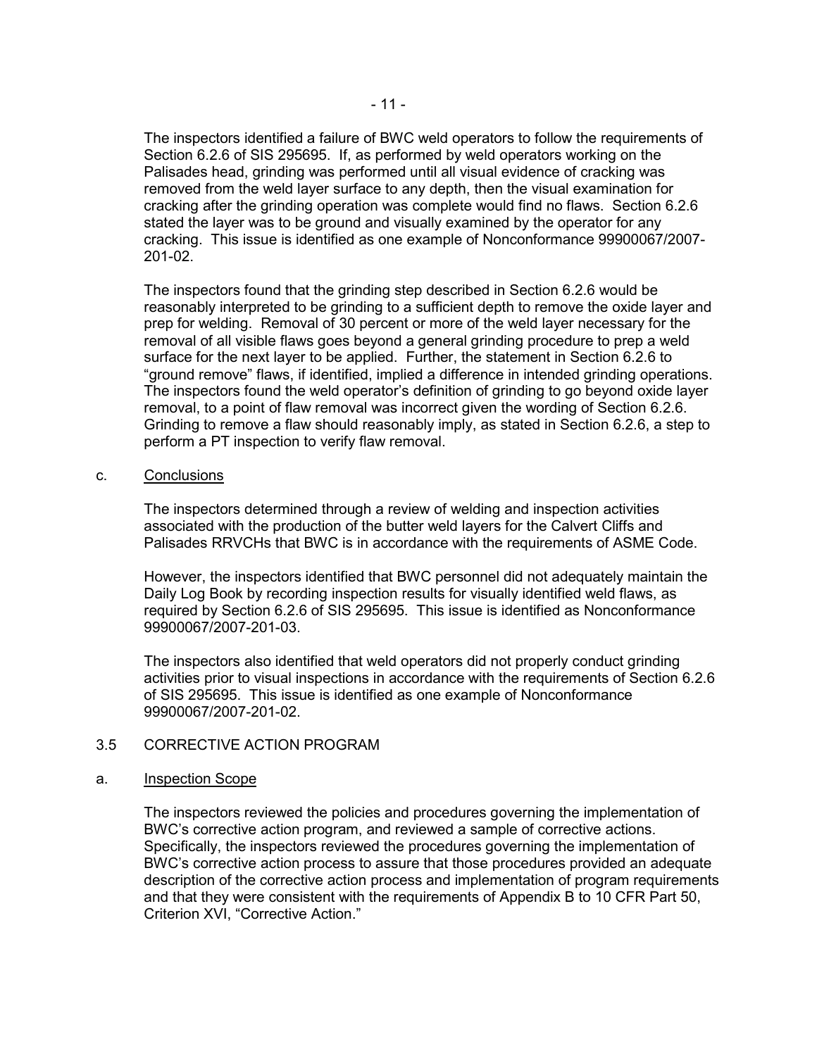The inspectors identified a failure of BWC weld operators to follow the requirements of Section 6.2.6 of SIS 295695. If, as performed by weld operators working on the Palisades head, grinding was performed until all visual evidence of cracking was removed from the weld layer surface to any depth, then the visual examination for cracking after the grinding operation was complete would find no flaws. Section 6.2.6 stated the layer was to be ground and visually examined by the operator for any cracking. This issue is identified as one example of Nonconformance 99900067/2007-201-02.

The inspectors found that the grinding step described in Section 6.2.6 would be reasonably interpreted to be grinding to a sufficient depth to remove the oxide layer and prep for welding. Removal of 30 percent or more of the weld layer necessary for the removal of all visible flaws goes beyond a general grinding procedure to prep a weld surface for the next layer to be applied. Further, the statement in Section 6.2.6 to "ground remove" flaws, if identified, implied a difference in intended grinding operations. The inspectors found the weld operator's definition of grinding to go beyond oxide layer removal, to a point of flaw removal was incorrect given the wording of Section 6.2.6. Grinding to remove a flaw should reasonably imply, as stated in Section 6.2.6, a step to perform a PT inspection to verify flaw removal.

c. Conclusions

The inspectors determined through a review of welding and inspection activities associated with the production of the butter weld layers for the Calvert Cliffs and Palisades RRVCHs that BWC is in accordance with the requirements of ASME Code.

However, the inspectors identified that BWC personnel did not adequately maintain the Daily Log Book by recording inspection results for visually identified weld flaws, as required by Section 6.2.6 of SIS 295695. This issue is identified as Nonconformance 99900067/2007-201-03.

The inspectors also identified that weld operators did not properly conduct grinding activities prior to visual inspections in accordance with the requirements of Section 6.2.6 of SIS 295695. This issue is identified as one example of Nonconformance 99900067/2007-201-02.

## 3.5 CORRECTIVE ACTION PROGRAM

a. Inspection Scope

The inspectors reviewed the policies and procedures governing the implementation of BWC's corrective action program, and reviewed a sample of corrective actions. Specifically, the inspectors reviewed the procedures governing the implementation of BWC's corrective action process to assure that those procedures provided an adequate description of the corrective action process and implementation of program requirements and that they were consistent with the requirements of Appendix B to 10 CFR Part 50, Criterion XVI, "Corrective Action."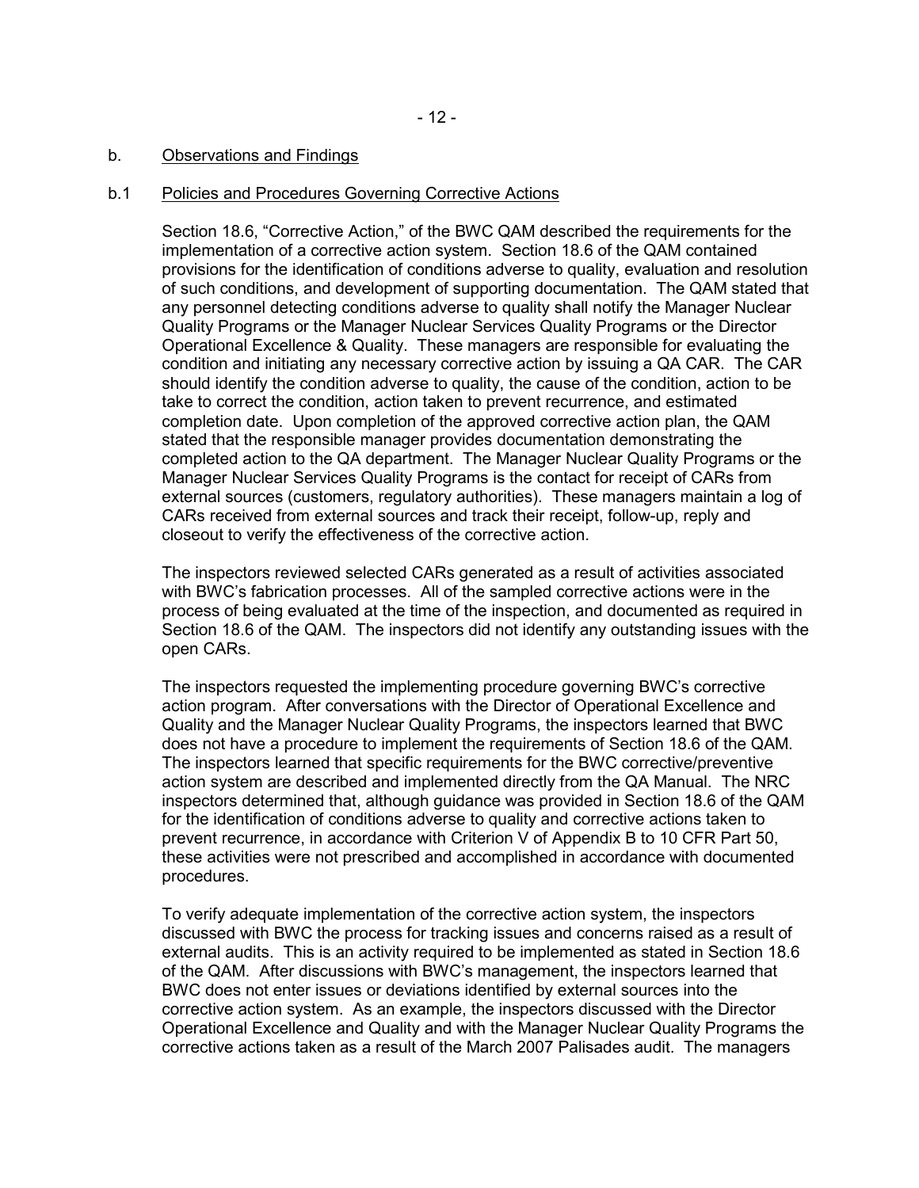## b. Observations and Findings

### b.1 Policies and Procedures Governing Corrective Actions

Section 18.6, "Corrective Action," of the BWC QAM described the requirements for the implementation of a corrective action system. Section 18.6 of the QAM contained provisions for the identification of conditions adverse to quality, evaluation and resolution of such conditions, and development of supporting documentation. The QAM stated that any personnel detecting conditions adverse to quality shall notify the Manager Nuclear Quality Programs or the Manager Nuclear Services Quality Programs or the Director Operational Excellence & Quality. These managers are responsible for evaluating the condition and initiating any necessary corrective action by issuing a QA CAR. The CAR should identify the condition adverse to quality, the cause of the condition, action to be take to correct the condition, action taken to prevent recurrence, and estimated completion date. Upon completion of the approved corrective action plan, the QAM stated that the responsible manager provides documentation demonstrating the completed action to the QA department. The Manager Nuclear Quality Programs or the Manager Nuclear Services Quality Programs is the contact for receipt of CARs from external sources (customers, regulatory authorities). These managers maintain a log of CARs received from external sources and track their receipt, follow-up, reply and closeout to verify the effectiveness of the corrective action.

The inspectors reviewed selected CARs generated as a result of activities associated with BWC's fabrication processes. All of the sampled corrective actions were in the process of being evaluated at the time of the inspection, and documented as required in Section 18.6 of the QAM. The inspectors did not identify any outstanding issues with the open CARs.

The inspectors requested the implementing procedure governing BWC's corrective action program. After conversations with the Director of Operational Excellence and Quality and the Manager Nuclear Quality Programs, the inspectors learned that BWC does not have a procedure to implement the requirements of Section 18.6 of the QAM. The inspectors learned that specific requirements for the BWC corrective/preventive action system are described and implemented directly from the QA Manual. The NRC inspectors determined that, although guidance was provided in Section 18.6 of the QAM for the identification of conditions adverse to quality and corrective actions taken to prevent recurrence, in accordance with Criterion V of Appendix B to 10 CFR Part 50, these activities were not prescribed and accomplished in accordance with documented procedures.

To verify adequate implementation of the corrective action system, the inspectors discussed with BWC the process for tracking issues and concerns raised as a result of external audits. This is an activity required to be implemented as stated in Section 18.6 of the QAM. After discussions with BWC's management, the inspectors learned that BWC does not enter issues or deviations identified by external sources into the corrective action system. As an example, the inspectors discussed with the Director Operational Excellence and Quality and with the Manager Nuclear Quality Programs the corrective actions taken as a result of the March 2007 Palisades audit. The managers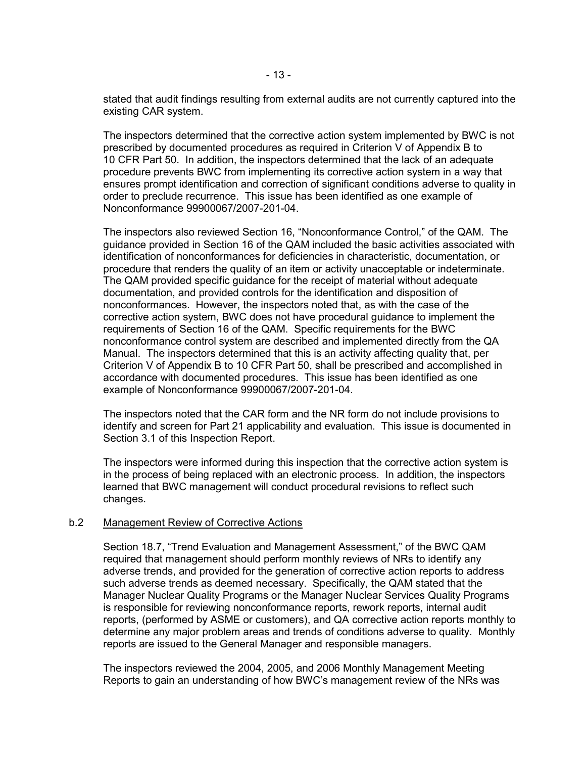stated that audit findings resulting from external audits are not currently captured into the existing CAR system.

The inspectors determined that the corrective action system implemented by BWC is not prescribed by documented procedures as required in Criterion V of Appendix B to 10 CFR Part 50. In addition, the inspectors determined that the lack of an adequate procedure prevents BWC from implementing its corrective action system in a way that ensures prompt identification and correction of significant conditions adverse to quality in order to preclude recurrence. This issue has been identified as one example of Nonconformance 99900067/2007-201-04.

The inspectors also reviewed Section 16, "Nonconformance Control," of the QAM. The guidance provided in Section 16 of the QAM included the basic activities associated with identification of nonconformances for deficiencies in characteristic, documentation, or procedure that renders the quality of an item or activity unacceptable or indeterminate. The QAM provided specific guidance for the receipt of material without adequate documentation, and provided controls for the identification and disposition of nonconformances. However, the inspectors noted that, as with the case of the corrective action system, BWC does not have procedural guidance to implement the requirements of Section 16 of the QAM. Specific requirements for the BWC nonconformance control system are described and implemented directly from the QA Manual. The inspectors determined that this is an activity affecting quality that, per Criterion V of Appendix B to 10 CFR Part 50, shall be prescribed and accomplished in accordance with documented procedures. This issue has been identified as one example of Nonconformance 99900067/2007-201-04.

The inspectors noted that the CAR form and the NR form do not include provisions to identify and screen for Part 21 applicability and evaluation. This issue is documented in Section 3.1 of this Inspection Report.

The inspectors were informed during this inspection that the corrective action system is in the process of being replaced with an electronic process. In addition, the inspectors learned that BWC management will conduct procedural revisions to reflect such changes.

b.2 Management Review of Corrective Actions

Section 18.7, "Trend Evaluation and Management Assessment," of the BWC QAM required that management should perform monthly reviews of NRs to identify any adverse trends, and provided for the generation of corrective action reports to address such adverse trends as deemed necessary. Specifically, the QAM stated that the Manager Nuclear Quality Programs or the Manager Nuclear Services Quality Programs is responsible for reviewing nonconformance reports, rework reports, internal audit reports, (performed by ASME or customers), and QA corrective action reports monthly to determine any major problem areas and trends of conditions adverse to quality. Monthly reports are issued to the General Manager and responsible managers.

The inspectors reviewed the 2004, 2005, and 2006 Monthly Management Meeting Reports to gain an understanding of how BWC's management review of the NRs was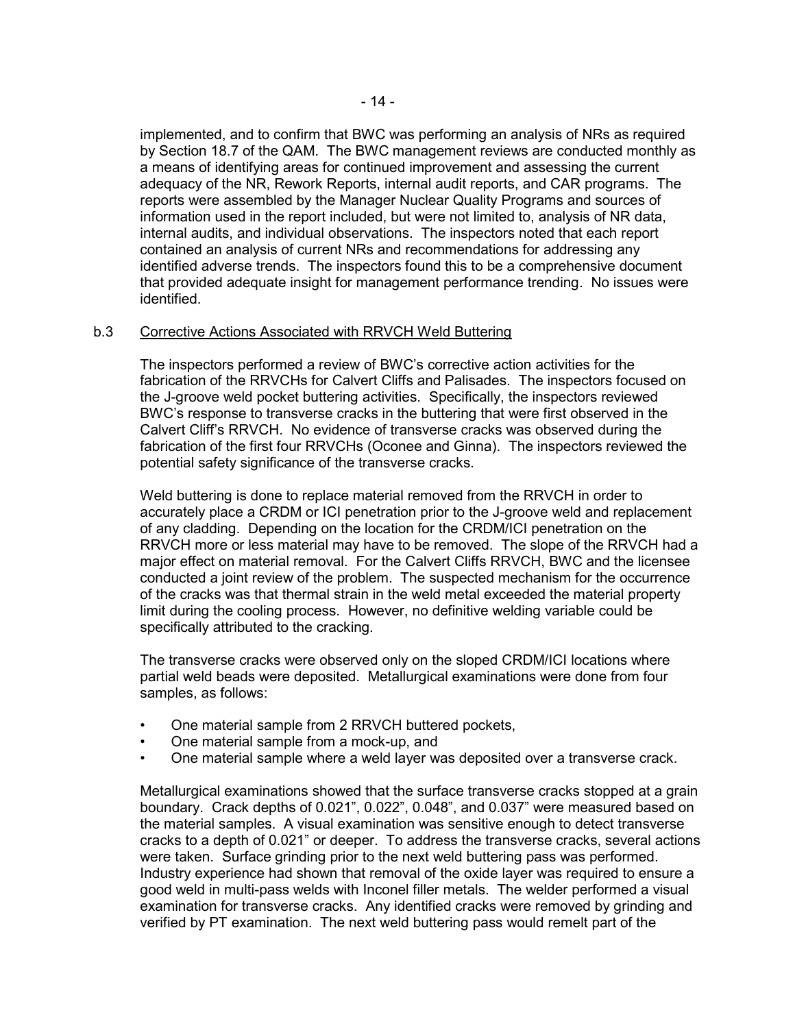implemented, and to confirm that BWC was performing an analysis of NRs as required by Section 18.7 of the QAM. The BWC management reviews are conducted monthly as a means of identifying areas for continued improvement and assessing the current adequacy of the NR, Rework Reports, internal audit reports, and CAR programs. The reports were assembled by the Manager Nuclear Quality Programs and sources of information used in the report included, but were not limited to, analysis of NR data, internal audits, and individual observations. The inspectors noted that each report contained an analysis of current NRs and recommendations for addressing any identified adverse trends. The inspectors found this to be a comprehensive document that provided adequate insight for management performance trending. No issues were identified.

b.3 Corrective Actions Associated with RRVCH Weld Buttering

The inspectors performed a review of BWC's corrective action activities for the fabrication of the RRVCHs for Calvert Cliffs and Palisades. The inspectors focused on the J-groove weld pocket buttering activities. Specifically, the inspectors reviewed BWC's response to transverse cracks in the buttering that were first observed in the Calvert Cliff's RRVCH. No evidence of transverse cracks was observed during the fabrication of the first four RRVCHs (Oconee and Ginna). The inspectors reviewed the potential safety significance of the transverse cracks.

Weld buttering is done to replace material removed from the RRVCH in order to accurately place a CRDM or ICI penetration prior to the J-groove weld and replacement of any cladding. Depending on the location for the CRDM/ICI penetration on the RRVCH more or less material may have to be removed. The slope of the RRVCH had a major effect on material removal. For the Calvert Cliffs RRVCH, BWC and the licensee conducted a joint review of the problem. The suspected mechanism for the occurrence of the cracks was that thermal strain in the weld metal exceeded the material property limit during the cooling process. However, no definitive welding variable could be specifically attributed to the cracking.

The transverse cracks were observed only on the sloped CRDM/ICI locations where partial weld beads were deposited. Metallurgical examinations were done from four samples, as follows:

- One material sample from 2 RRVCH buttered pockets,
- One material sample from a mock-up, and
- One material sample where a weld layer was deposited over a transverse crack.

Metallurgical examinations showed that the surface transverse cracks stopped at a grain boundary. Crack depths of 0.021", 0.022", 0.048", and 0.037" were measured based on the material samples. A visual examination was sensitive enough to detect transverse cracks to a depth of 0.021" or deeper. To address the transverse cracks, several actions were taken. Surface grinding prior to the next weld buttering pass was performed. Industry experience had shown that removal of the oxide layer was required to ensure a good weld in multi-pass welds with Inconel filler metals. The welder performed a visual examination for transverse cracks. Any identified cracks were removed by grinding and verified by PT examination. The next weld buttering pass would remelt part of the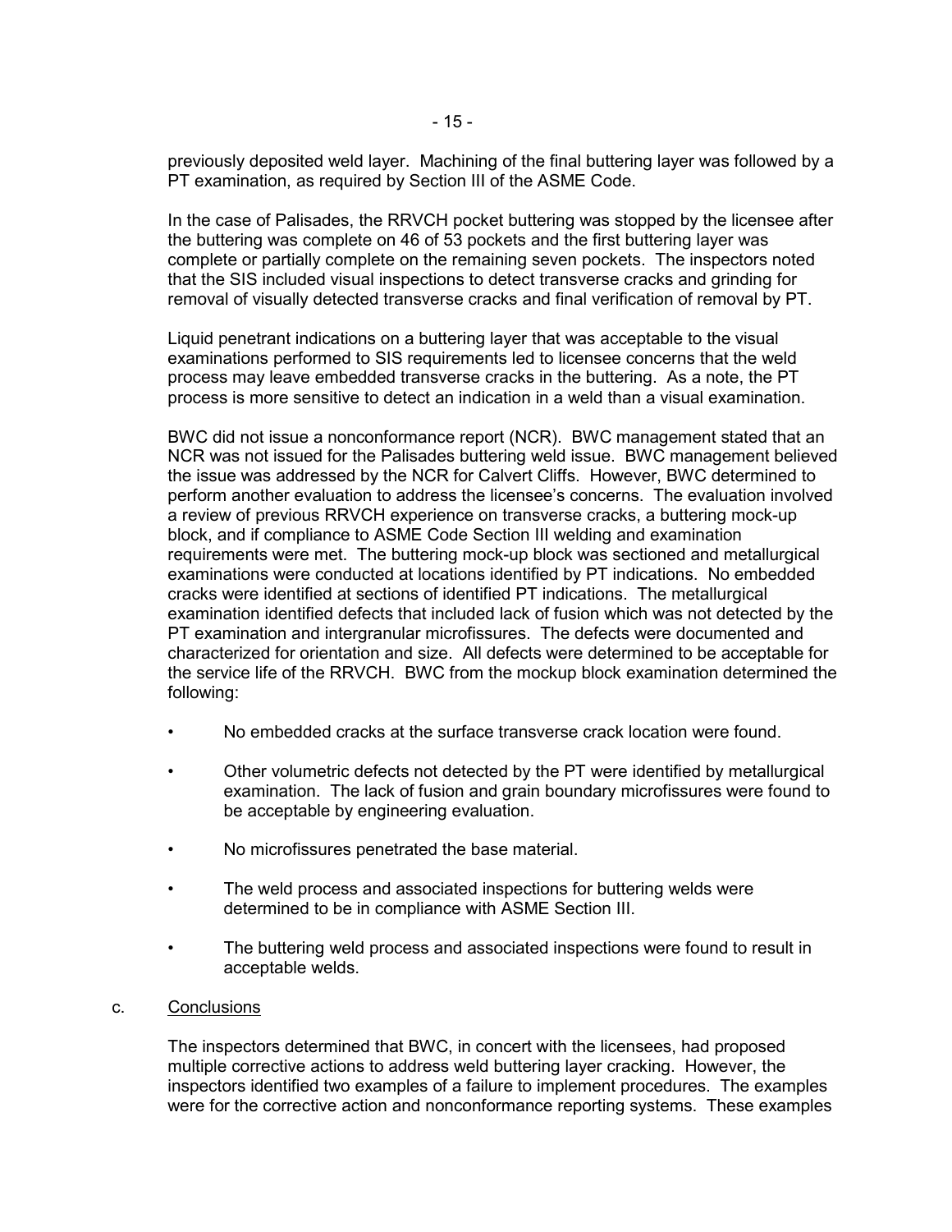previously deposited weld layer. Machining of the final buttering layer was followed by a PT examination, as required by Section III of the ASME Code.

In the case of Palisades, the RRVCH pocket buttering was stopped by the licensee after the buttering was complete on 46 of 53 pockets and the first buttering layer was complete or partially complete on the remaining seven pockets. The inspectors noted that the SIS included visual inspections to detect transverse cracks and grinding for removal of visually detected transverse cracks and final verification of removal by PT.

Liquid penetrant indications on a buttering layer that was acceptable to the visual examinations performed to SIS requirements led to licensee concerns that the weld process may leave embedded transverse cracks in the buttering. As a note, the PT process is more sensitive to detect an indication in a weld than a visual examination.

BWC did not issue a nonconformance report (NCR). BWC management stated that an NCR was not issued for the Palisades buttering weld issue. BWC management believed the issue was addressed by the NCR for Calvert Cliffs. However, BWC determined to perform another evaluation to address the licensee's concerns. The evaluation involved a review of previous RRVCH experience on transverse cracks, a buttering mock-up block, and if compliance to ASME Code Section III welding and examination requirements were met. The buttering mock-up block was sectioned and metallurgical examinations were conducted at locations identified by PT indications. No embedded cracks were identified at sections of identified PT indications. The metallurgical examination identified defects that included lack of fusion which was not detected by the PT examination and intergranular microfissures. The defects were documented and characterized for orientation and size. All defects were determined to be acceptable for the service life of the RRVCH. BWC from the mockup block examination determined the following:

- No embedded cracks at the surface transverse crack location were found.
- Other volumetric defects not detected by the PT were identified by metallurgical examination. The lack of fusion and grain boundary microfissures were found to be acceptable by engineering evaluation.
- No microfissures penetrated the base material.
- The weld process and associated inspections for buttering welds were determined to be in compliance with ASME Section III.
- The buttering weld process and associated inspections were found to result in acceptable welds.

c. Conclusions

The inspectors determined that BWC, in concert with the licensees, had proposed multiple corrective actions to address weld buttering layer cracking. However, the inspectors identified two examples of a failure to implement procedures. The examples were for the corrective action and nonconformance reporting systems. These examples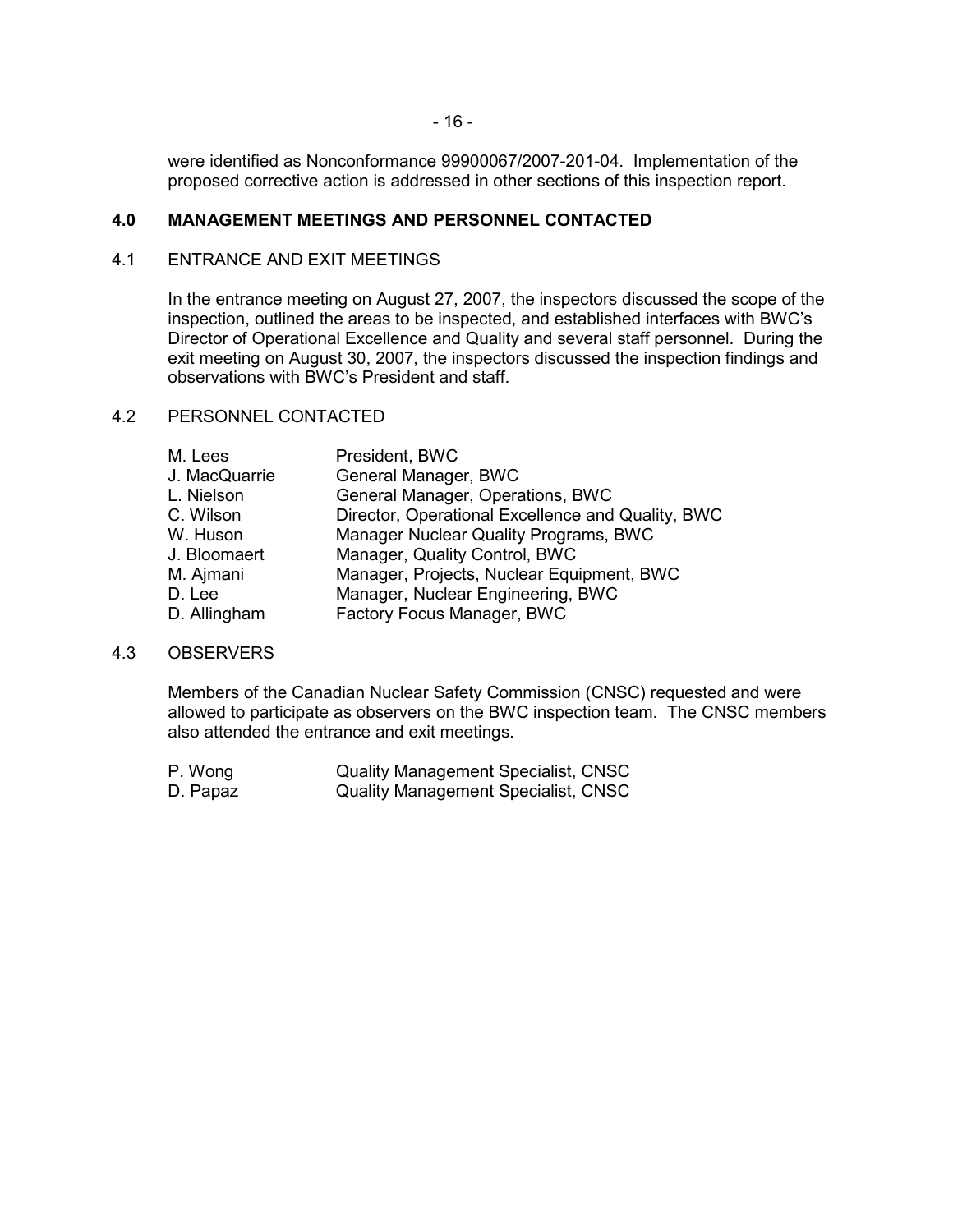were identified as Nonconformance 99900067/2007-201-04. Implementation of the proposed corrective action is addressed in other sections of this inspection report.

## 4.0 MANAGEMENT MEETINGS AND PERSONNEL CONTACTED

### 4.1 ENTRANCE AND EXIT MEETINGS

In the entrance meeting on August 27, 2007, the inspectors discussed the scope of the inspection, outlined the areas to be inspected, and established interfaces with BWC's Director of Operational Excellence and Quality and several staff personnel. During the exit meeting on August 30, 2007, the inspectors discussed the inspection findings and observations with BWC's President and staff.

### 4.2 PERSONNEL CONTACTED

| | |
|---|---|
| M. Lees | President, BWC |
| J. MacQuarrie | General Manager, BWC |
| L. Nielson | General Manager, Operations, BWC |
| C. Wilson | Director, Operational Excellence and Quality, BWC |
| W. Huson | Manager Nuclear Quality Programs, BWC |
| J. Bloomaert | Manager, Quality Control, BWC |
| M. Ajmani | Manager, Projects, Nuclear Equipment, BWC |
| D. Lee | Manager, Nuclear Engineering, BWC |
| D. Allingham | Factory Focus Manager, BWC |

### 4.3 OBSERVERS

Members of the Canadian Nuclear Safety Commission (CNSC) requested and were allowed to participate as observers on the BWC inspection team. The CNSC members also attended the entrance and exit meetings.

| | |
|---|---|
| P. Wong | Quality Management Specialist, CNSC |
| D. Papaz | Quality Management Specialist, CNSC |